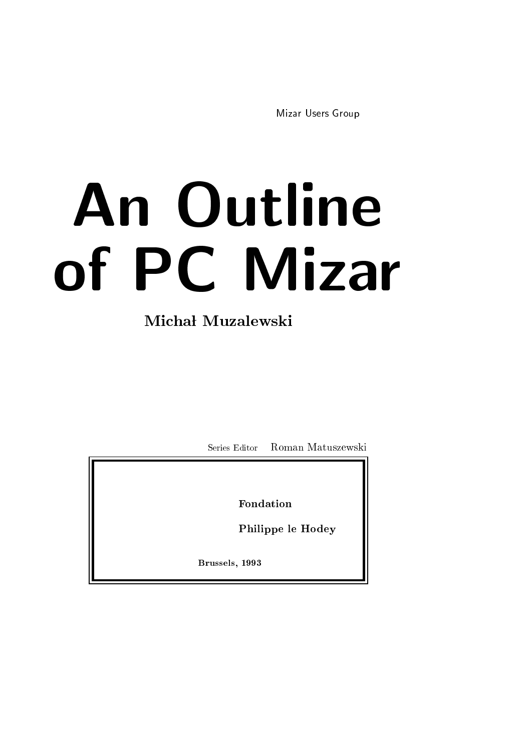Mizar Users Group

# An Outline of PC Mizar

**Michał Muzalewski**

Series Editor Roman Matuszewski

**Fondation**

**Philippe le Hodey**

**Brussels, 1993**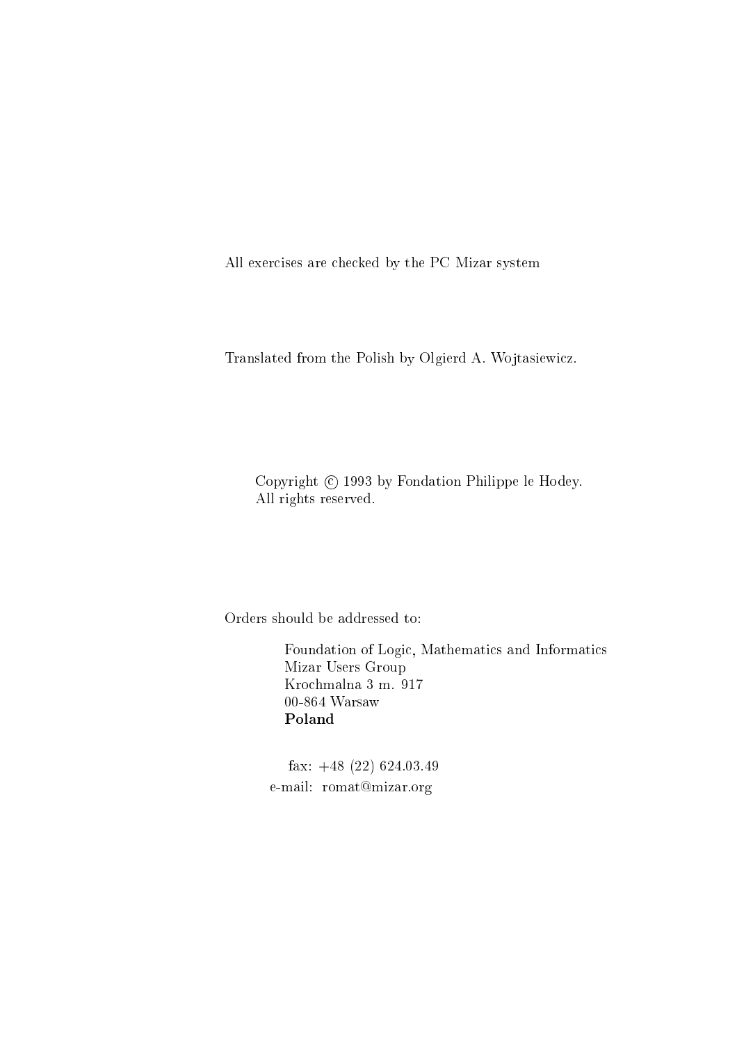All exercises are checked by the PC Mizar system

Translated from the Polish by Olgierd A. Wojtasiewicz.

Copyright © 1993 by Fondation Philippe le Hodey.
All rights reserved.

Orders should be addressed to:

Foundation of Logic, Mathematics and Informatics
Mizar Users Group
Krochmalna 3 m. 917
00-864 Warsaw
**Poland**

fax: +48 (22) 624.03.49
e-mail: romat@mizar.org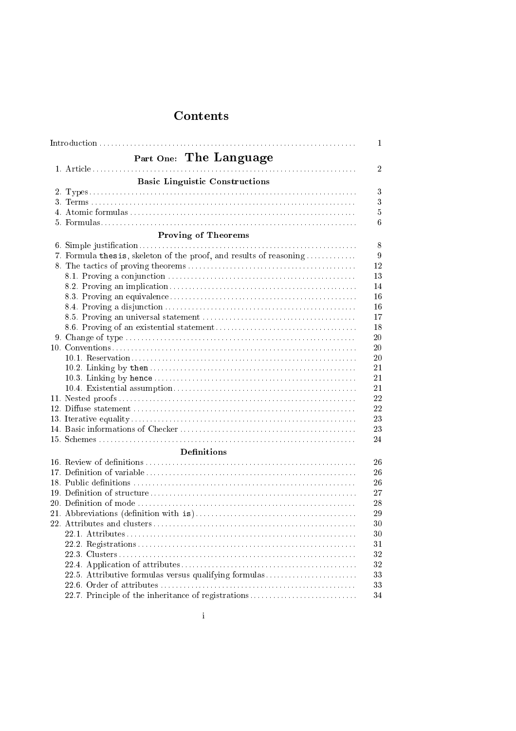# Contents

Introduction ........ 1

## Part One: The Language

1. Article ........ 2

### Basic Linguistic Constructions

2. Types ........ 3
3. Terms ........ 3
4. Atomic formulas ........ 5
5. Formulas ........ 6

### Proving of Theorems

6. Simple justification ........ 8
7. Formula `thesis`, skeleton of the proof, and results of reasoning ........ 9
8. The tactics of proving theorems ........ 12
   - 8.1. Proving a conjunction ........ 13
   - 8.2. Proving an implication ........ 14
   - 8.3. Proving an equivalence ........ 16
   - 8.4. Proving a disjunction ........ 16
   - 8.5. Proving an universal statement ........ 17
   - 8.6. Proving of an existential statement ........ 18
9. Change of type ........ 20
10. Conventions ........ 20
    - 10.1. Reservation ........ 20
    - 10.2. Linking by `then` ........ 21
    - 10.3. Linking by `hence` ........ 21
    - 10.4. Existential assumption ........ 21
11. Nested proofs ........ 22
12. Diffuse statement ........ 22
13. Iterative equality ........ 23
14. Basic informations of Checker ........ 23
15. Schemes ........ 24

### Definitions

16. Review of definitions ........ 26
17. Definition of variable ........ 26
18. Public definitions ........ 26
19. Definition of structure ........ 27
20. Definition of mode ........ 28
21. Abbreviations (definition with `is`) ........ 29
22. Attributes and clusters ........ 30
    - 22.1. Attributes ........ 30
    - 22.2. Registrations ........ 31
    - 22.3. Clusters ........ 32
    - 22.4. Application of attributes ........ 32
    - 22.5. Attributive formulas versus qualifying formulas ........ 33
    - 22.6. Order of attributes ........ 33
    - 22.7. Principle of the inheritance of registrations ........ 34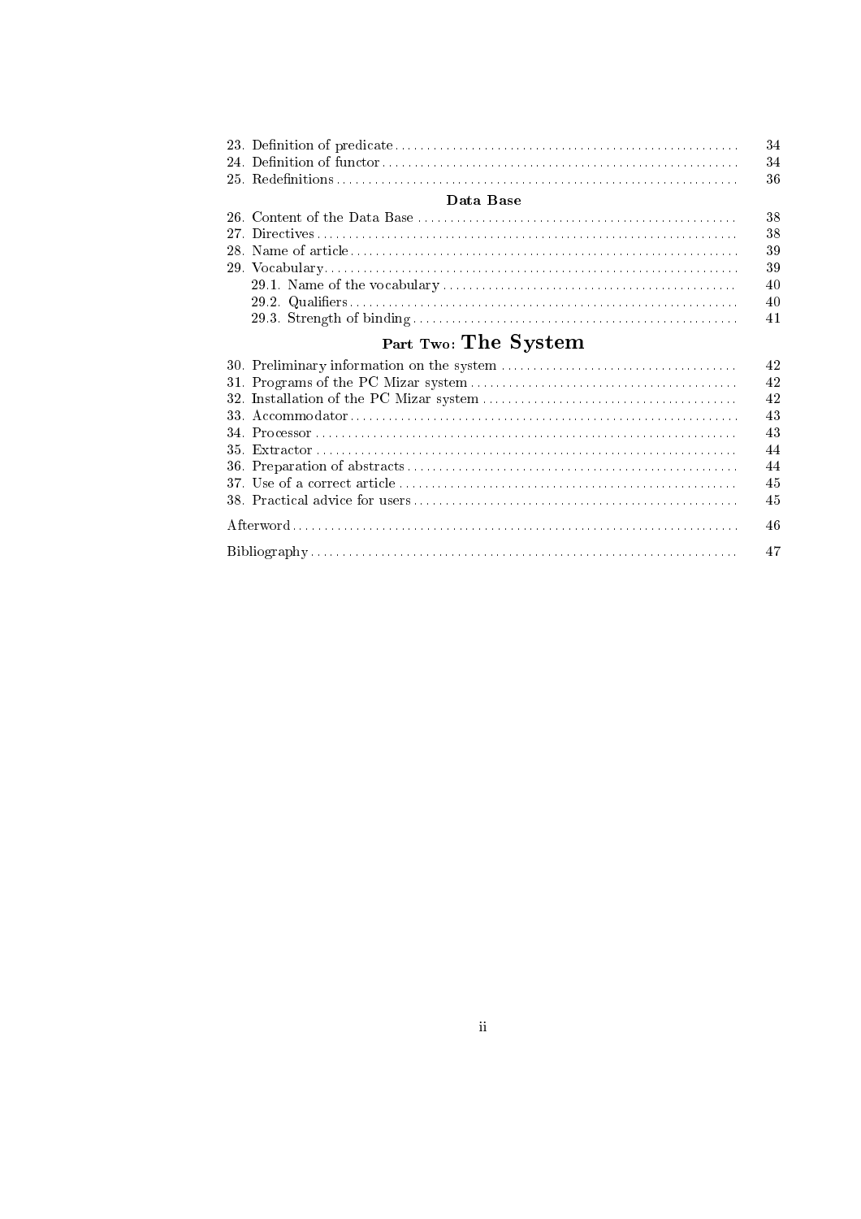23. Definition of predicate ........ 34
24. Definition of functor ........ 34
25. Redefinitions ........ 36

**Data Base**

26. Content of the Data Base ........ 38
27. Directives ........ 38
28. Name of article ........ 39
29. Vocabulary ........ 39
    - 29.1. Name of the vocabulary ........ 40
    - 29.2. Qualifiers ........ 40
    - 29.3. Strength of binding ........ 41

## Part Two: The System

30. Preliminary information on the system ........ 42
31. Programs of the PC Mizar system ........ 42
32. Installation of the PC Mizar system ........ 42
33. Accommodator ........ 43
34. Processor ........ 43
35. Extractor ........ 44
36. Preparation of abstracts ........ 44
37. Use of a correct article ........ 45
38. Practical advice for users ........ 45

Afterword ........ 46

Bibliography ........ 47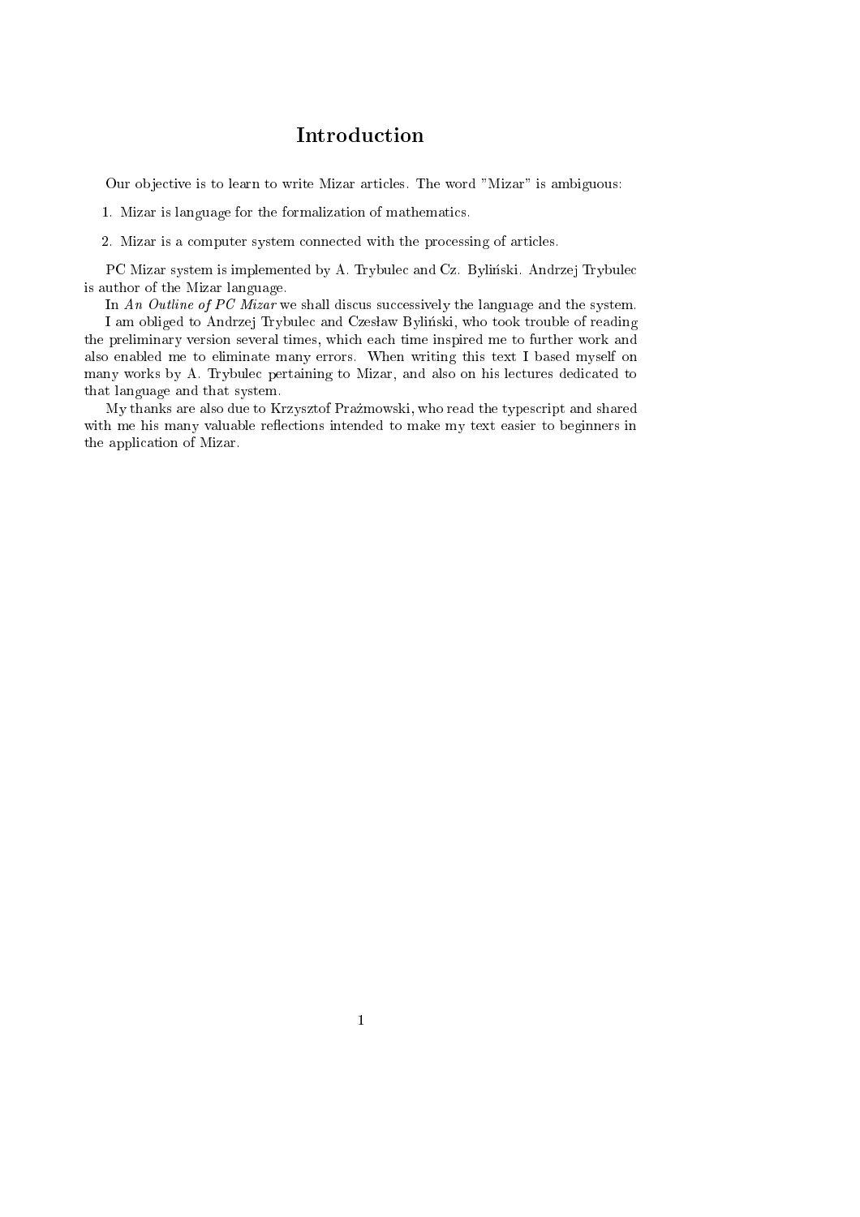# Introduction

Our objective is to learn to write Mizar articles. The word "Mizar" is ambiguous:

1. Mizar is language for the formalization of mathematics.
2. Mizar is a computer system connected with the processing of articles.

PC Mizar system is implemented by A. Trybulec and Cz. Byliński. Andrzej Trybulec is author of the Mizar language.

In *An Outline of PC Mizar* we shall discus successively the language and the system.

I am obliged to Andrzej Trybulec and Czesław Byliński, who took trouble of reading the preliminary version several times, which each time inspired me to further work and also enabled me to eliminate many errors. When writing this text I based myself on many works by A. Trybulec pertaining to Mizar, and also on his lectures dedicated to that language and that system.

My thanks are also due to Krzysztof Prażmowski, who read the typescript and shared with me his many valuable reflections intended to make my text easier to beginners in the application of Mizar.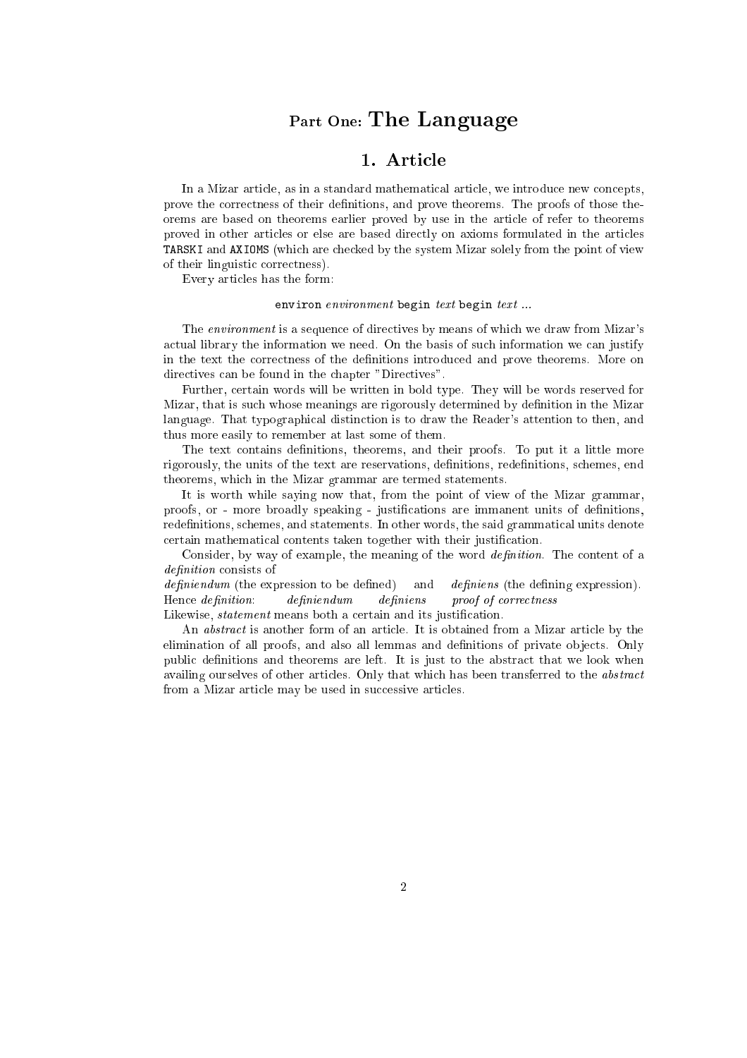# Part One: The Language

## 1. Article

In a Mizar article, as in a standard mathematical article, we introduce new concepts, prove the correctness of their definitions, and prove theorems. The proofs of those theorems are based on theorems earlier proved by use in the article of refer to theorems proved in other articles or else are based directly on axioms formulated in the articles `TARSKI` and `AXIOMS` (which are checked by the system Mizar solely from the point of view of their linguistic correctness).

Every articles has the form:

`environ` *environment* `begin` *text* `begin` *text* ...

The *environment* is a sequence of directives by means of which we draw from Mizar's actual library the information we need. On the basis of such information we can justify in the text the correctness of the definitions introduced and prove theorems. More on directives can be found in the chapter "Directives".

Further, certain words will be written in bold type. They will be words reserved for Mizar, that is such whose meanings are rigorously determined by definition in the Mizar language. That typographical distinction is to draw the Reader's attention to then, and thus more easily to remember at last some of them.

The text contains definitions, theorems, and their proofs. To put it a little more rigorously, the units of the text are reservations, definitions, redefinitions, schemes, end theorems, which in the Mizar grammar are termed statements.

It is worth while saying now that, from the point of view of the Mizar grammar, proofs, or - more broadly speaking - justifications are immanent units of definitions, redefinitions, schemes, and statements. In other words, the said grammatical units denote certain mathematical contents taken together with their justification.

Consider, by way of example, the meaning of the word *definition*. The content of a *definition* consists of
*definiendum* (the expression to be defined) and *definiens* (the defining expression).
Hence *definition*: *definiendum* *definiens* *proof of correctness*
Likewise, *statement* means both a certain and its justification.

An *abstract* is another form of an article. It is obtained from a Mizar article by the elimination of all proofs, and also all lemmas and definitions of private objects. Only public definitions and theorems are left. It is just to the abstract that we look when availing ourselves of other articles. Only that which has been transferred to the *abstract* from a Mizar article may be used in successive articles.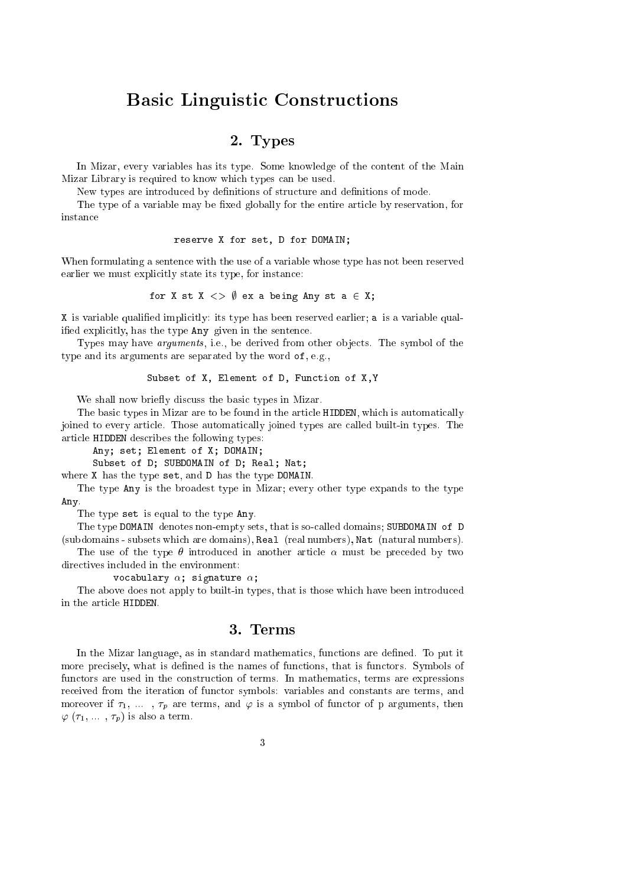# Basic Linguistic Constructions

## 2. Types

In Mizar, every variables has its type. Some knowledge of the content of the Main Mizar Library is required to know which types can be used.

New types are introduced by definitions of structure and definitions of mode.

The type of a variable may be fixed globally for the entire article by reservation, for instance

```
reserve X for set, D for DOMAIN;
```

When formulating a sentence with the use of a variable whose type has not been reserved earlier we must explicitly state its type, for instance:

```
for X st X <> ∅ ex a being Any st a ∈ X;
```

`X` is variable qualified implicitly: its type has been reserved earlier; `a` is a variable qualified explicitly, has the type `Any` given in the sentence.

Types may have *arguments*, i.e., be derived from other objects. The symbol of the type and its arguments are separated by the word `of`, e.g.,

```
Subset of X, Element of D, Function of X,Y
```

We shall now briefly discuss the basic types in Mizar.

The basic types in Mizar are to be found in the article `HIDDEN`, which is automatically joined to every article. Those automatically joined types are called built-in types. The article `HIDDEN` describes the following types:

```
Any; set; Element of X; DOMAIN;
Subset of D; SUBDOMAIN of D; Real; Nat;
```

where `X` has the type `set`, and `D` has the type `DOMAIN`.

The type `Any` is the broadest type in Mizar; every other type expands to the type `Any`.

The type `set` is equal to the type `Any`.

The type `DOMAIN` denotes non-empty sets, that is so-called domains; `SUBDOMAIN of D` (subdomains - subsets which are domains), `Real` (real numbers), `Nat` (natural numbers).

The use of the type $\theta$ introduced in another article $\alpha$ must be preceded by two directives included in the environment:

```
vocabulary α; signature α;
```

The above does not apply to built-in types, that is those which have been introduced in the article `HIDDEN`.

## 3. Terms

In the Mizar language, as in standard mathematics, functions are defined. To put it more precisely, what is defined is the names of functions, that is functors. Symbols of functors are used in the construction of terms. In mathematics, terms are expressions received from the iteration of functor symbols: variables and constants are terms, and moreover if $\tau_1, \ldots, \tau_p$ are terms, and $\varphi$ is a symbol of functor of p arguments, then $\varphi(\tau_1, \ldots, \tau_p)$ is also a term.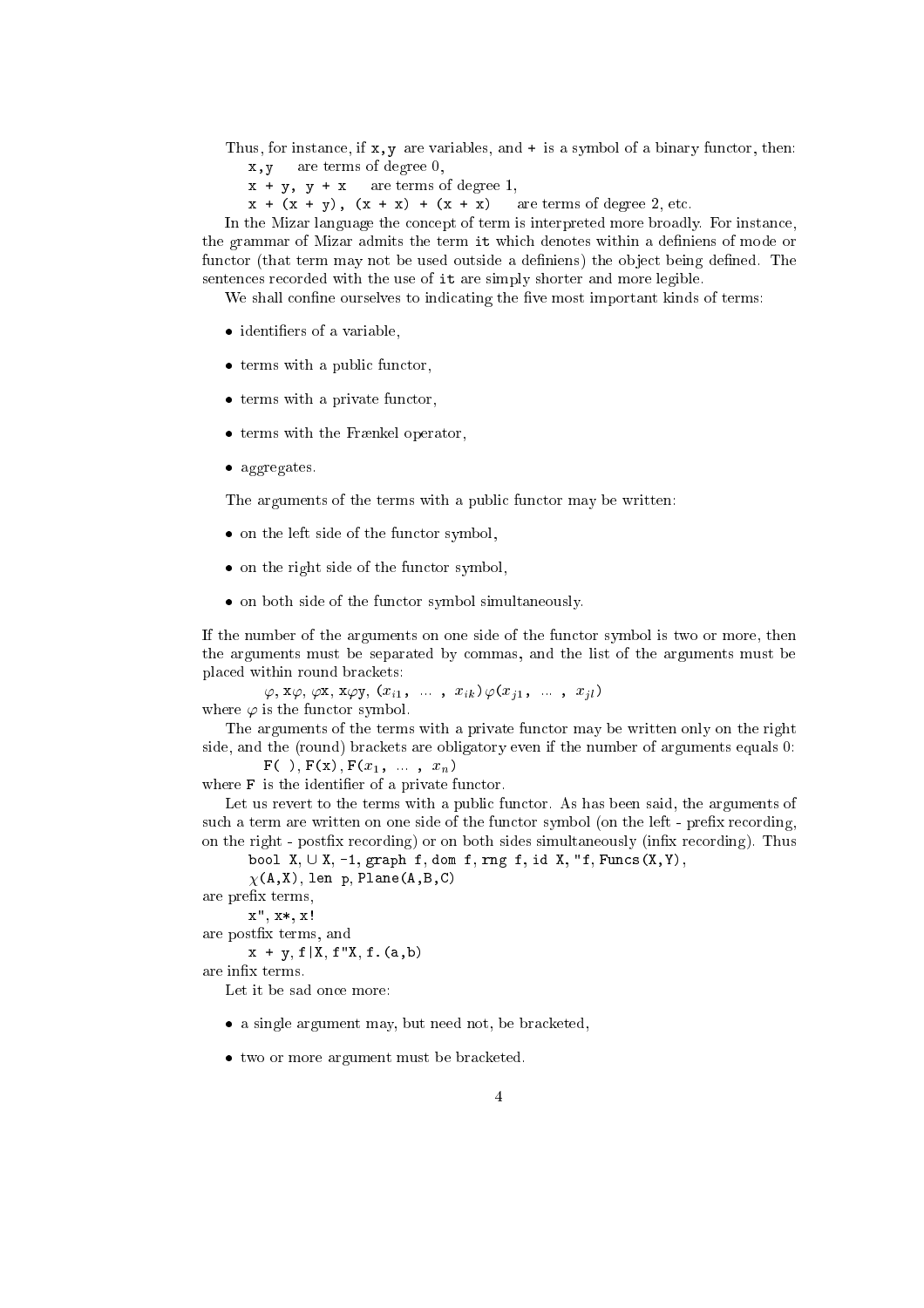Thus, for instance, if `x,y` are variables, and `+` is a symbol of a binary functor, then:

`x,y` are terms of degree 0,

`x + y, y + x` are terms of degree 1,

`x + (x + y), (x + x) + (x + x)` are terms of degree 2, etc.

In the Mizar language the concept of term is interpreted more broadly. For instance, the grammar of Mizar admits the term `it` which denotes within a definiens of mode or functor (that term may not be used outside a definiens) the object being defined. The sentences recorded with the use of `it` are simply shorter and more legible.

We shall confine ourselves to indicating the five most important kinds of terms:

- identifiers of a variable,
- terms with a public functor,
- terms with a private functor,
- terms with the Frænkel operator,
- aggregates.

The arguments of the terms with a public functor may be written:

- on the left side of the functor symbol,
- on the right side of the functor symbol,
- on both side of the functor symbol simultaneously.

If the number of the arguments on one side of the functor symbol is two or more, then the arguments must be separated by commas, and the list of the arguments must be placed within round brackets:

$\varphi$, x$\varphi$, $\varphi$x, x$\varphi$y, $(x_{i1}, \ldots, x_{ik})\,\varphi(x_{j1}, \ldots, x_{jl})$

where $\varphi$ is the functor symbol.

The arguments of the terms with a private functor may be written only on the right side, and the (round) brackets are obligatory even if the number of arguments equals 0:

`F( )`, `F(x)`, `F(`$x_1, \ldots, x_n$`)`

where `F` is the identifier of a private functor.

Let us revert to the terms with a public functor. As has been said, the arguments of such a term are written on one side of the functor symbol (on the left - prefix recording, on the right - postfix recording) or on both sides simultaneously (infix recording). Thus

`bool X`, $\cup$ `X`, `-1`, `graph f`, `dom f`, `rng f`, `id X`, `"f`, `Funcs(X,Y)`,
$\chi$`(A,X)`, `len p`, `Plane(A,B,C)`

are prefix terms,

`x"`, `x*`, `x!`

are postfix terms, and

`x + y`, `f|X`, `f"X`, `f.(a,b)`

are infix terms.

Let it be sad once more:

- a single argument may, but need not, be bracketed,
- two or more argument must be bracketed.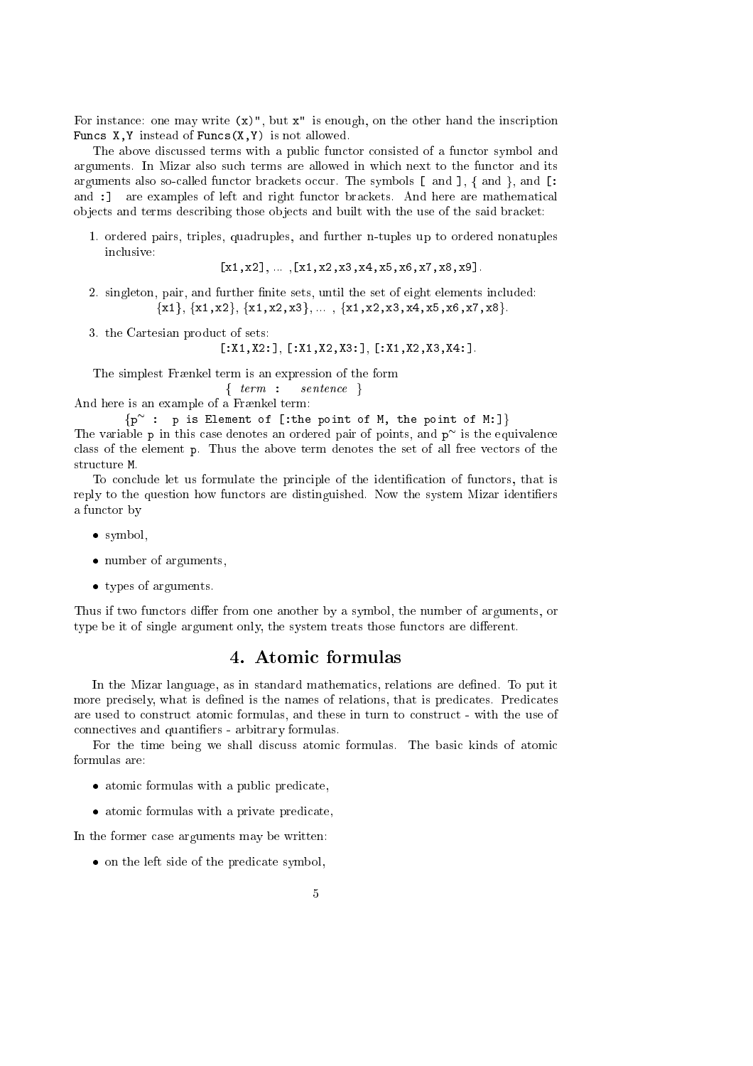For instance: one may write `(x)"`, but `x"` is enough, on the other hand the inscription `Funcs X,Y` instead of `Funcs(X,Y)` is not allowed.

The above discussed terms with a public functor consisted of a functor symbol and arguments. In Mizar also such terms are allowed in which next to the functor and its arguments also so-called functor brackets occur. The symbols `[` and `]`, `{` and `}`, and `[:` and `:]` are examples of left and right functor brackets. And here are mathematical objects and terms describing those objects and built with the use of the said bracket:

1. ordered pairs, triples, quadruples, and further n-tuples up to ordered nonatuples inclusive:

   `[x1,x2]`, ... ,`[x1,x2,x3,x4,x5,x6,x7,x8,x9]`.

2. singleton, pair, and further finite sets, until the set of eight elements included:

   `{x1}`, `{x1,x2}`, `{x1,x2,x3}`, ... , `{x1,x2,x3,x4,x5,x6,x7,x8}`.

3. the Cartesian product of sets:

   `[:X1,X2:]`, `[:X1,X2,X3:]`, `[:X1,X2,X3,X4:]`.

The simplest Frænkel term is an expression of the form

{ *term* `:` *sentence* }

And here is an example of a Frænkel term:

```
{p~ :  p is Element of [:the point of M, the point of M:]}
```

The variable `p` in this case denotes an ordered pair of points, and `p~` is the equivalence class of the element `p`. Thus the above term denotes the set of all free vectors of the structure `M`.

To conclude let us formulate the principle of the identification of functors, that is reply to the question how functors are distinguished. Now the system Mizar identifiers a functor by

- symbol,
- number of arguments,
- types of arguments.

Thus if two functors differ from one another by a symbol, the number of arguments, or type be it of single argument only, the system treats those functors are different.

## 4. Atomic formulas

In the Mizar language, as in standard mathematics, relations are defined. To put it more precisely, what is defined is the names of relations, that is predicates. Predicates are used to construct atomic formulas, and these in turn to construct - with the use of connectives and quantifiers - arbitrary formulas.

For the time being we shall discuss atomic formulas. The basic kinds of atomic formulas are:

- atomic formulas with a public predicate,
- atomic formulas with a private predicate,

In the former case arguments may be written:

- on the left side of the predicate symbol,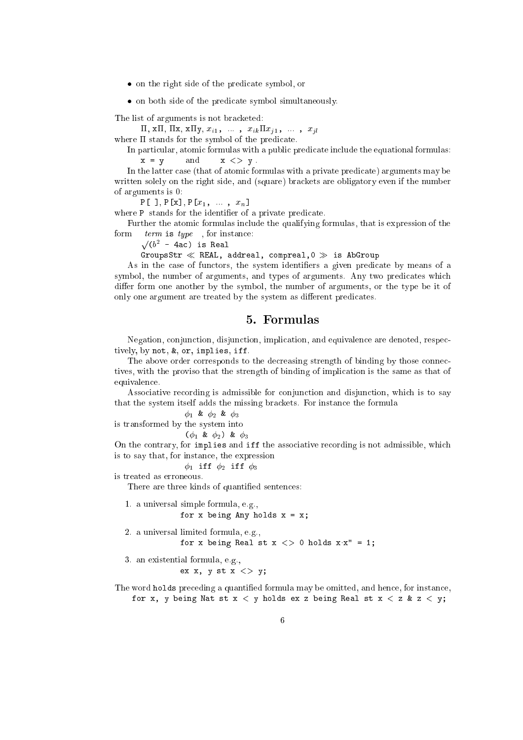- on the right side of the predicate symbol, or
- on both side of the predicate symbol simultaneously.

The list of arguments is not bracketed:

$\Pi$, x$\Pi$, $\Pi$x, x$\Pi$y, $x_{i1}$, ... , $x_{ik}\Pi x_{j1}$, ... , $x_{jl}$

where $\Pi$ stands for the symbol of the predicate.

In particular, atomic formulas with a public predicate include the equational formulas:

`x = y` and `x <> y` .

In the latter case (that of atomic formulas with a private predicate) arguments may be written solely on the right side, and (square) brackets are obligatory even if the number of arguments is 0:

P[ ], P[x], P[$x_1$, ... , $x_n$]

where P stands for the identifier of a private predicate.

Further the atomic formulas include the qualifying formulas, that is expression of the form *term* is *type* , for instance:

$\sqrt{}$($b^2$ - 4ac) is Real

GroupsStr ≪ REAL, addreal, compreal,0 ≫ is AbGroup

As in the case of functors, the system identifiers a given predicate by means of a symbol, the number of arguments, and types of arguments. Any two predicates which differ form one another by the symbol, the number of arguments, or the type be it of only one argument are treated by the system as different predicates.

## 5. Formulas

Negation, conjunction, disjunction, implication, and equivalence are denoted, respectively, by not, &, or, implies, iff.

The above order corresponds to the decreasing strength of binding by those connectives, with the proviso that the strength of binding of implication is the same as that of equivalence.

Associative recording is admissible for conjunction and disjunction, which is to say that the system itself adds the missing brackets. For instance the formula

$\phi_1$ & $\phi_2$ & $\phi_3$

is transformed by the system into

($\phi_1$ & $\phi_2$) & $\phi_3$

On the contrary, for implies and iff the associative recording is not admissible, which is to say that, for instance, the expression

$\phi_1$ iff $\phi_2$ iff $\phi_3$

is treated as erroneous.

There are three kinds of quantified sentences:

1. a universal simple formula, e.g.,
   ```
   for x being Any holds x = x;
   ```
2. a universal limited formula, e.g.,
   ```
   for x being Real st x <> 0 holds x·x" = 1;
   ```
3. an existential formula, e.g.,
   ```
   ex x, y st x <> y;
   ```

The word holds preceding a quantified formula may be omitted, and hence, for instance,

```
for x, y being Nat st x < y holds ex z being Real st x < z & z < y;
```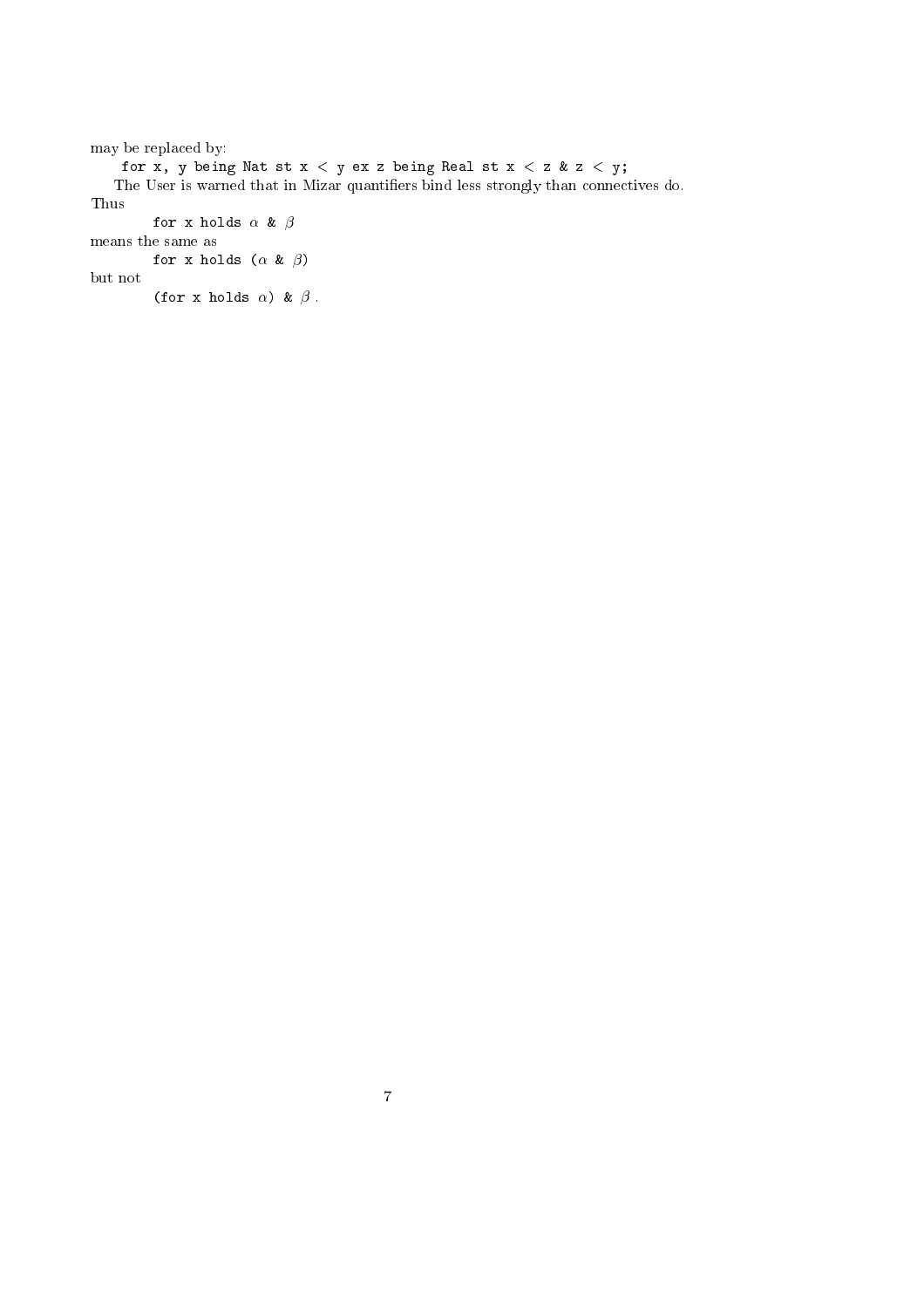may be replaced by:

```
for x, y being Nat st x < y ex z being Real st x < z & z < y;
```

The User is warned that in Mizar quantifiers bind less strongly than connectives do. Thus

for x holds $\alpha$ & $\beta$

means the same as

for x holds ($\alpha$ & $\beta$)

but not

(for x holds $\alpha$) & $\beta$ .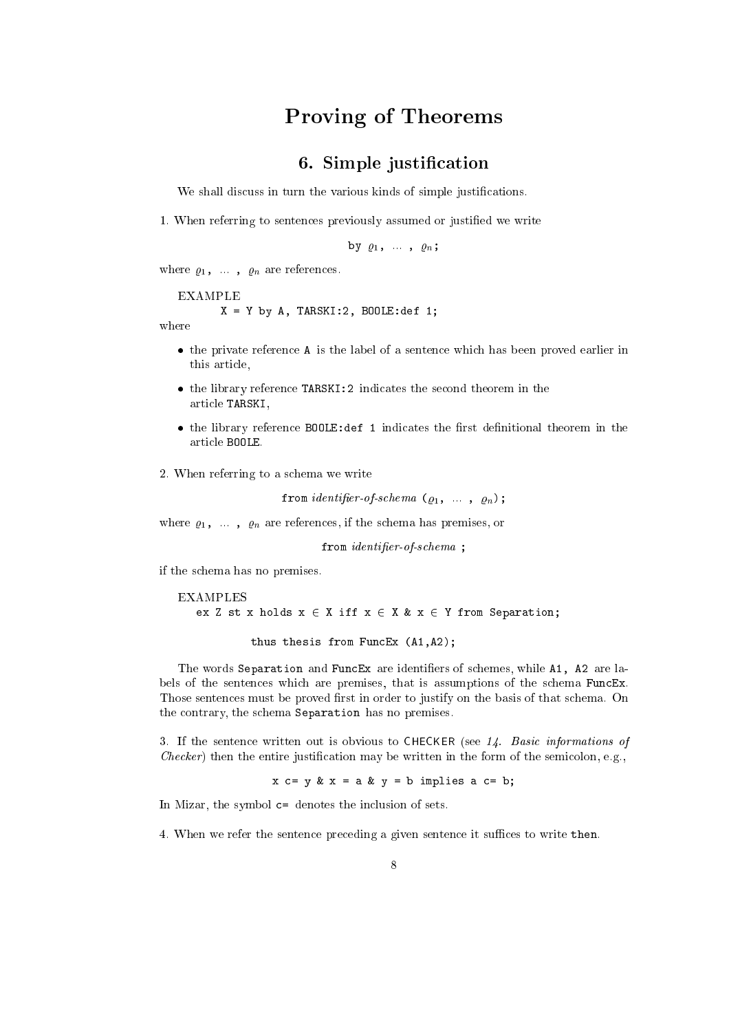# Proving of Theorems

## 6. Simple justification

We shall discuss in turn the various kinds of simple justifications.

1. When referring to sentences previously assumed or justified we write

`by` $\varrho_1$ `,` ... `,` $\varrho_n$`;`

where $\varrho_1$ , ... , $\varrho_n$ are references.

EXAMPLE

```
X = Y by A, TARSKI:2, BOOLE:def 1;
```

where

- the private reference `A` is the label of a sentence which has been proved earlier in this article,
- the library reference `TARSKI:2` indicates the second theorem in the article `TARSKI`,
- the library reference `BOOLE:def 1` indicates the first definitional theorem in the article `BOOLE`.

2. When referring to a schema we write

`from` *identifier-of-schema* `(`$\varrho_1$ `,` ... `,` $\varrho_n$`);`

where $\varrho_1$ , ... , $\varrho_n$ are references, if the schema has premises, or

`from` *identifier-of-schema* `;`

if the schema has no premises.

EXAMPLES

```
ex Z st x holds x ∈ X iff x ∈ X & x ∈ Y from Separation;

thus thesis from FuncEx (A1,A2);
```

The words `Separation` and `FuncEx` are identifiers of schemes, while `A1, A2` are labels of the sentences which are premises, that is assumptions of the schema `FuncEx`. Those sentences must be proved first in order to justify on the basis of that schema. On the contrary, the schema `Separation` has no premises.

3. If the sentence written out is obvious to CHECKER (see *14. Basic informations of Checker*) then the entire justification may be written in the form of the semicolon, e.g.,

```
x c= y & x = a & y = b implies a c= b;
```

In Mizar, the symbol `c=` denotes the inclusion of sets.

4. When we refer the sentence preceding a given sentence it suffices to write `then`.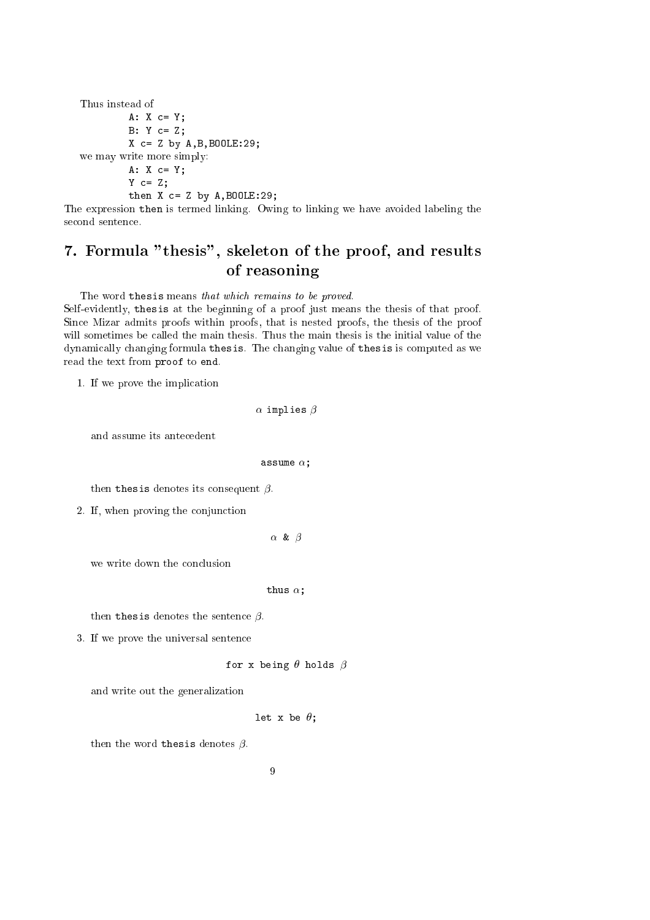Thus instead of

```
A: X c= Y;
B: Y c= Z;
X c= Z by A,B,BOOLE:29;
```

we may write more simply:

```
A: X c= Y;
Y c= Z;
then X c= Z by A,BOOLE:29;
```

The expression `then` is termed linking. Owing to linking we have avoided labeling the second sentence.

## 7. Formula "thesis", skeleton of the proof, and results of reasoning

The word `thesis` means *that which remains to be proved.*
Self-evidently, `thesis` at the beginning of a proof just means the thesis of that proof. Since Mizar admits proofs within proofs, that is nested proofs, the thesis of the proof will sometimes be called the main thesis. Thus the main thesis is the initial value of the dynamically changing formula `thesis`. The changing value of `thesis` is computed as we read the text from `proof` to `end`.

1. If we prove the implication

   $$\alpha \texttt{ implies } \beta$$

   and assume its antecedent

   $$\texttt{assume } \alpha\texttt{;}$$

   then `thesis` denotes its consequent $\beta$.

2. If, when proving the conjunction

   $$\alpha \texttt{ \& } \beta$$

   we write down the conclusion

   $$\texttt{thus } \alpha\texttt{;}$$

   then `thesis` denotes the sentence $\beta$.

3. If we prove the universal sentence

   $$\texttt{for x being } \theta \texttt{ holds } \beta$$

   and write out the generalization

   $$\texttt{let x be } \theta\texttt{;}$$

   then the word `thesis` denotes $\beta$.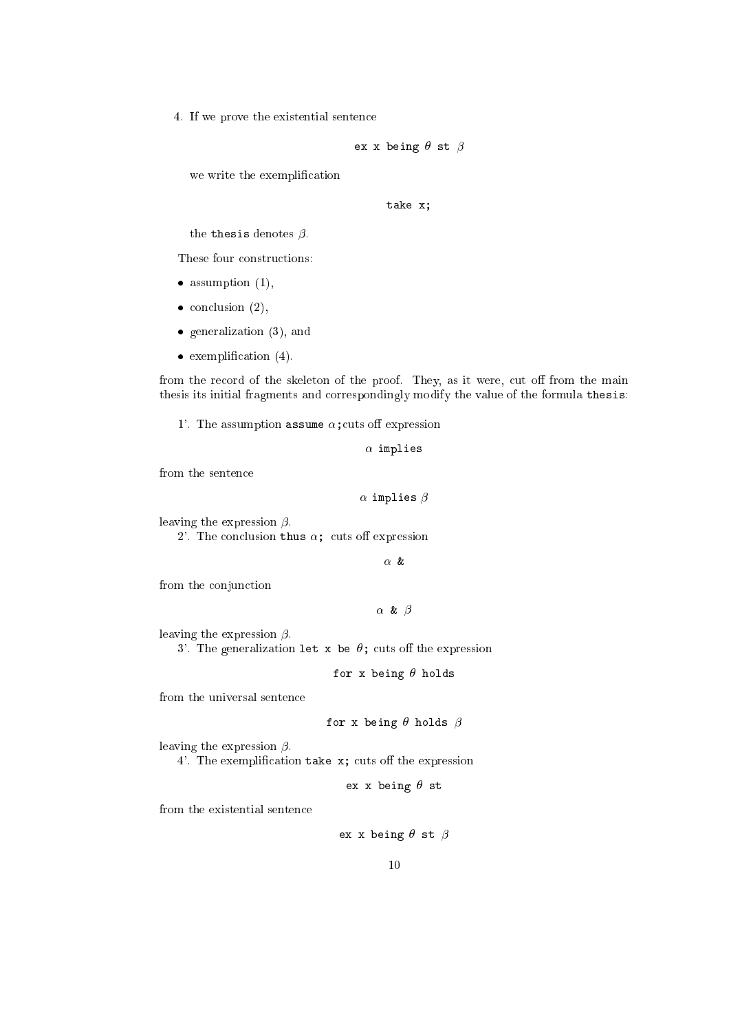4. If we prove the existential sentence

   ex x being $\theta$ st $\beta$

   we write the exemplification

   take x;

   the `thesis` denotes $\beta$.

These four constructions:

- assumption (1),
- conclusion (2),
- generalization (3), and
- exemplification (4).

from the record of the skeleton of the proof. They, as it were, cut off from the main thesis its initial fragments and correspondingly modify the value of the formula `thesis`:

1'. The assumption assume $\alpha$;cuts off expression

$\alpha$ implies

from the sentence

$\alpha$ implies $\beta$

leaving the expression $\beta$.

2'. The conclusion thus $\alpha$; cuts off expression

$\alpha$ &

from the conjunction

$\alpha$ & $\beta$

leaving the expression $\beta$.

3'. The generalization let x be $\theta$; cuts off the expression

for x being $\theta$ holds

from the universal sentence

for x being $\theta$ holds $\beta$

leaving the expression $\beta$.

4'. The exemplification take x; cuts off the expression

ex x being $\theta$ st

from the existential sentence

ex x being $\theta$ st $\beta$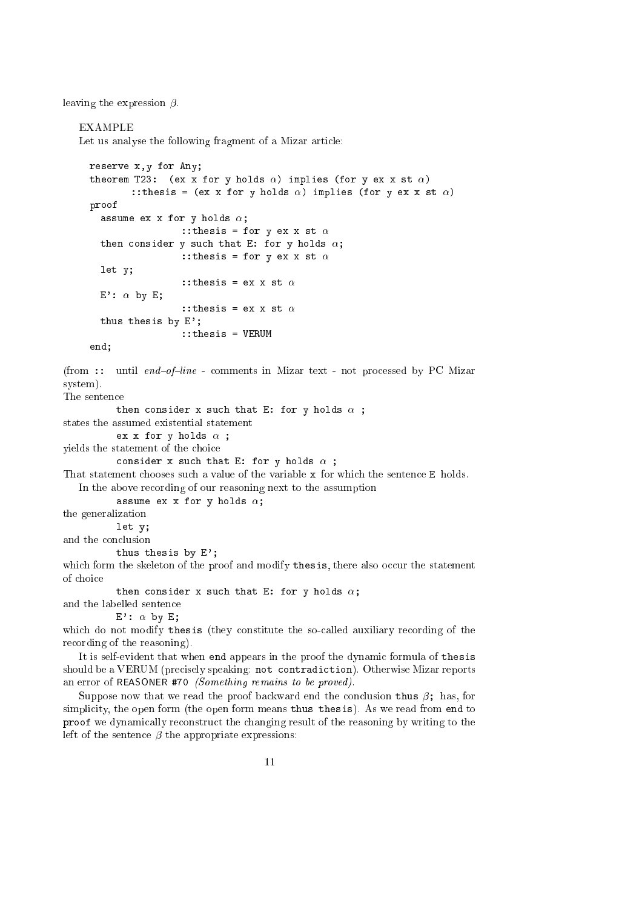leaving the expression $\beta$.

EXAMPLE

Let us analyse the following fragment of a Mizar article:

```
reserve x,y for Any;
theorem T23:  (ex x for y holds α) implies (for y ex x st α)
        ::thesis = (ex x for y holds α) implies (for y ex x st α)
proof
  assume ex x for y holds α;
                 ::thesis = for y ex x st α
  then consider y such that E: for y holds α;
                 ::thesis = for y ex x st α
  let y;
                 ::thesis = ex x st α
  E': α by E;
                 ::thesis = ex x st α
  thus thesis by E';
                 ::thesis = VERUM
end;
```

(from `::` until *end–of–line* - comments in Mizar text - not processed by PC Mizar system).

The sentence

`then consider x such that E: for y holds α ;`

states the assumed existential statement

`ex x for y holds α ;`

yields the statement of the choice

`consider x such that E: for y holds α ;`

That statement chooses such a value of the variable `x` for which the sentence `E` holds.

In the above recording of our reasoning next to the assumption

`assume ex x for y holds α;`

the generalization

`let y;`

and the conclusion

`thus thesis by E';`

which form the skeleton of the proof and modify `thesis`, there also occur the statement of choice

`then consider x such that E: for y holds α;`

and the labelled sentence

`E': α by E;`

which do not modify `thesis` (they constitute the so-called auxiliary recording of the recording of the reasoning).

It is self-evident that when `end` appears in the proof the dynamic formula of `thesis` should be a VERUM (precisely speaking: `not contradiction`). Otherwise Mizar reports an error of REASONER #70 *(Something remains to be proved)*.

Suppose now that we read the proof backward end the conclusion `thus` $\beta$`;` has, for simplicity, the open form (the open form means `thus thesis`). As we read from `end` to `proof` we dynamically reconstruct the changing result of the reasoning by writing to the left of the sentence $\beta$ the appropriate expressions: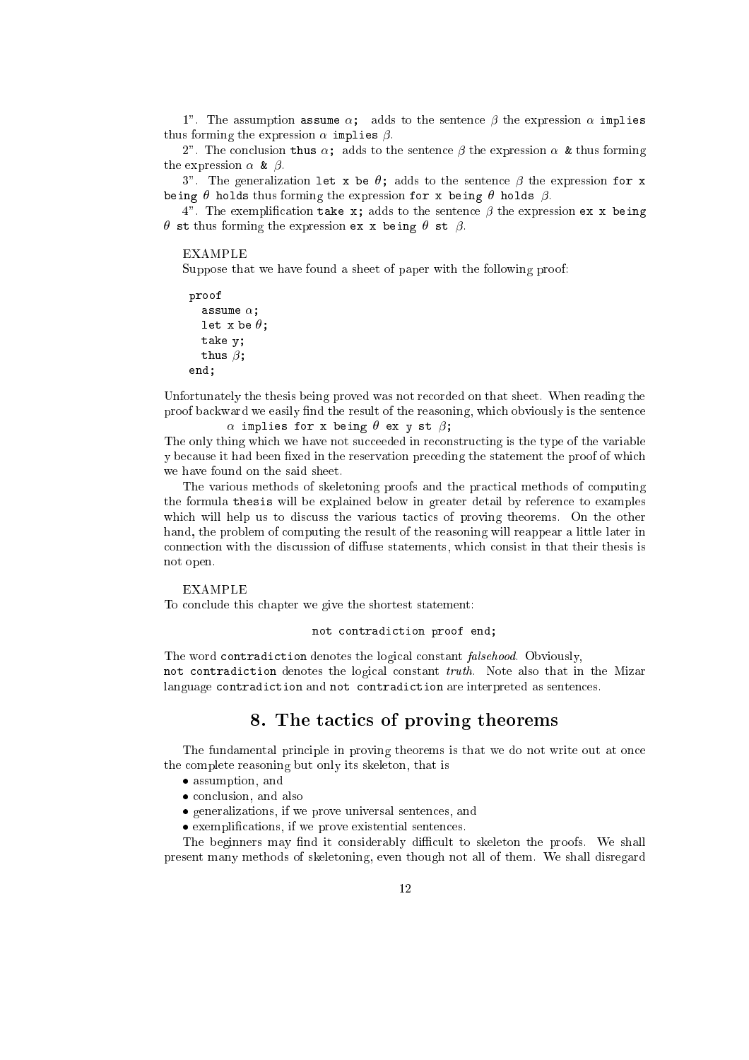1". The assumption `assume` $\alpha$`;` adds to the sentence $\beta$ the expression $\alpha$ `implies` thus forming the expression $\alpha$ `implies` $\beta$.

2". The conclusion `thus` $\alpha$`;` adds to the sentence $\beta$ the expression $\alpha$ `&` thus forming the expression $\alpha$ `&` $\beta$.

3". The generalization `let x be` $\theta$`;` adds to the sentence $\beta$ the expression `for x being` $\theta$ `holds` thus forming the expression `for x being` $\theta$ `holds` $\beta$.

4". The exemplification `take x;` adds to the sentence $\beta$ the expression `ex x being` $\theta$ `st` thus forming the expression `ex x being` $\theta$ `st` $\beta$.

EXAMPLE

Suppose that we have found a sheet of paper with the following proof:

```
proof
  assume α;
  let x be θ;
  take y;
  thus β;
end;
```

Unfortunately the thesis being proved was not recorded on that sheet. When reading the proof backward we easily find the result of the reasoning, which obviously is the sentence

$\alpha$ `implies for x being` $\theta$ `ex y st` $\beta$`;`

The only thing which we have not succeeded in reconstructing is the type of the variable y because it had been fixed in the reservation preceding the statement the proof of which we have found on the said sheet.

The various methods of skeletoning proofs and the practical methods of computing the formula `thesis` will be explained below in greater detail by reference to examples which will help us to discuss the various tactics of proving theorems. On the other hand, the problem of computing the result of the reasoning will reappear a little later in connection with the discussion of diffuse statements, which consist in that their thesis is not open.

EXAMPLE

To conclude this chapter we give the shortest statement:

```
not contradiction proof end;
```

The word `contradiction` denotes the logical constant *falsehood*. Obviously, `not contradiction` denotes the logical constant *truth*. Note also that in the Mizar language `contradiction` and `not contradiction` are interpreted as sentences.

## 8. The tactics of proving theorems

The fundamental principle in proving theorems is that we do not write out at once the complete reasoning but only its skeleton, that is

- assumption, and
- conclusion, and also
- generalizations, if we prove universal sentences, and
- exemplifications, if we prove existential sentences.

The beginners may find it considerably difficult to skeleton the proofs. We shall present many methods of skeletoning, even though not all of them. We shall disregard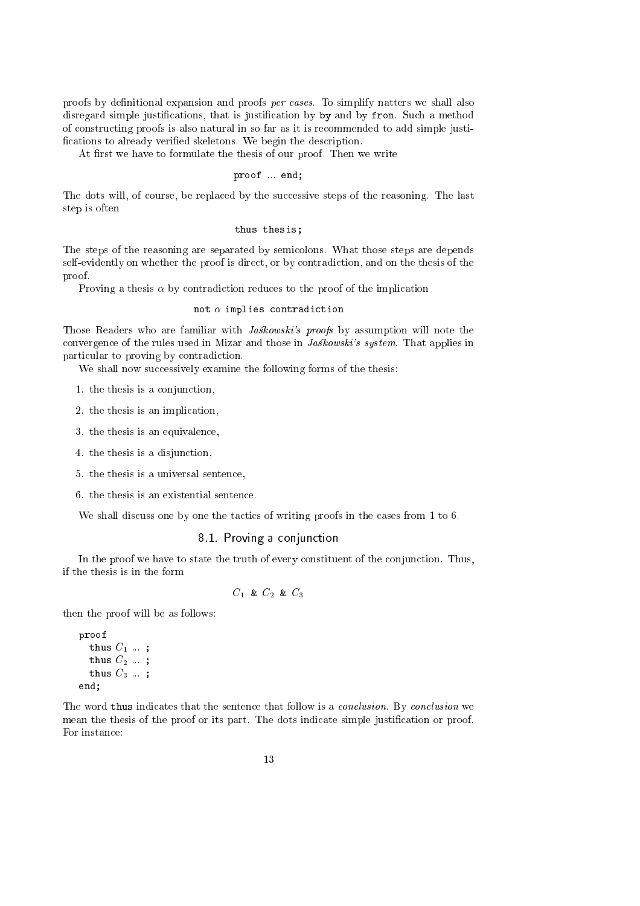proofs by definitional expansion and proofs *per cases*. To simplify natters we shall also disregard simple justifications, that is justification by `by` and by `from`. Such a method of constructing proofs is also natural in so far as it is recommended to add simple justifications to already verified skeletons. We begin the description.

At first we have to formulate the thesis of our proof. Then we write

```
proof ... end;
```

The dots will, of course, be replaced by the successive steps of the reasoning. The last step is often

```
thus thesis;
```

The steps of the reasoning are separated by semicolons. What those steps are depends self-evidently on whether the proof is direct, or by contradiction, and on the thesis of the proof.

Proving a thesis $\alpha$ by contradiction reduces to the proof of the implication

`not` $\alpha$ `implies contradiction`

Those Readers who are familiar with *Jaśkowski's proofs* by assumption will note the convergence of the rules used in Mizar and those in *Jaśkowski's system*. That applies in particular to proving by contradiction.

We shall now successively examine the following forms of the thesis:

1. the thesis is a conjunction,
2. the thesis is an implication,
3. the thesis is an equivalence,
4. the thesis is a disjunction,
5. the thesis is a universal sentence,
6. the thesis is an existential sentence.

We shall discuss one by one the tactics of writing proofs in the cases from 1 to 6.

## 8.1. Proving a conjunction

In the proof we have to state the truth of every constituent of the conjunction. Thus, if the thesis is in the form

$C_1$ `&` $C_2$ `&` $C_3$

then the proof will be as follows:

```
proof
  thus C1 ... ;
  thus C2 ... ;
  thus C3 ... ;
end;
```

The word `thus` indicates that the sentence that follow is a *conclusion*. By *conclusion* we mean the thesis of the proof or its part. The dots indicate simple justification or proof. For instance: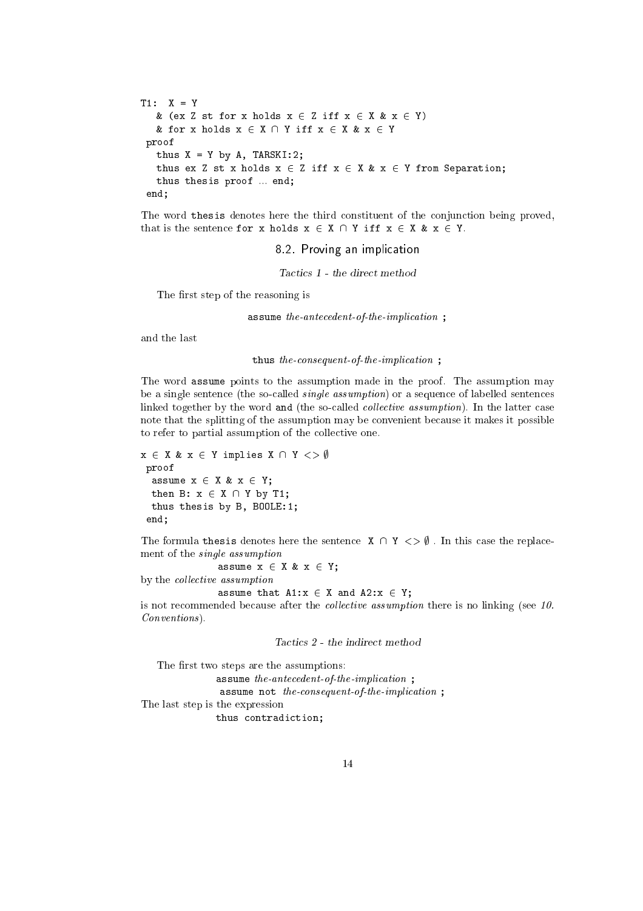```
T1:  X = Y
   & (ex Z st for x holds x ∈ Z iff x ∈ X & x ∈ Y)
   & for x holds x ∈ X ∩ Y iff x ∈ X & x ∈ Y
 proof
   thus X = Y by A, TARSKI:2;
   thus ex Z st x holds x ∈ Z iff x ∈ X & x ∈ Y from Separation;
   thus thesis proof ... end;
 end;
```

The word `thesis` denotes here the third constituent of the conjunction being proved, that is the sentence `for x holds x ∈ X ∩ Y iff x ∈ X & x ∈ Y`.

## 8.2. Proving an implication

*Tactics 1 - the direct method*

The first step of the reasoning is

`assume` *the-antecedent-of-the-implication* `;`

and the last

`thus` *the-consequent-of-the-implication* `;`

The word `assume` points to the assumption made in the proof. The assumption may be a single sentence (the so-called *single assumption*) or a sequence of labelled sentences linked together by the word `and` (the so-called *collective assumption*). In the latter case note that the splitting of the assumption may be convenient because it makes it possible to refer to partial assumption of the collective one.

```
x ∈ X & x ∈ Y implies X ∩ Y <> ∅
 proof
  assume x ∈ X & x ∈ Y;
  then B: x ∈ X ∩ Y by T1;
  thus thesis by B, BOOLE:1;
 end;
```

The formula `thesis` denotes here the sentence `X ∩ Y <> ∅` . In this case the replacement of the *single assumption*

`assume x ∈ X & x ∈ Y;`

by the *collective assumption*

`assume that A1:x ∈ X and A2:x ∈ Y;`

is not recommended because after the *collective assumption* there is no linking (see *10. Conventions*).

*Tactics 2 - the indirect method*

The first two steps are the assumptions:

`assume` *the-antecedent-of-the-implication* `;`
`assume not` *the-consequent-of-the-implication* `;`

The last step is the expression

`thus contradiction;`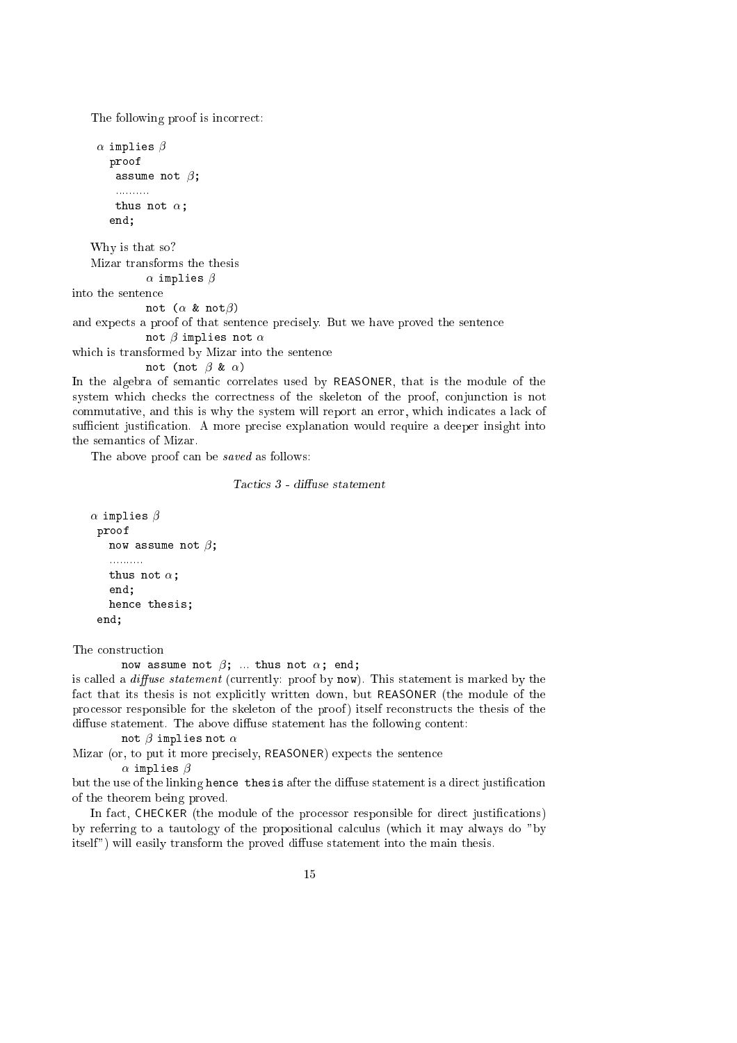The following proof is incorrect:

```
α implies β
  proof
   assume not β;
   ..........
   thus not α;
  end;
```

Why is that so?

Mizar transforms the thesis

```
α implies β
```

into the sentence

```
not (α & notβ)
```

and expects a proof of that sentence precisely. But we have proved the sentence

```
not β implies not α
```

which is transformed by Mizar into the sentence

```
not (not β & α)
```

In the algebra of semantic correlates used by REASONER, that is the module of the system which checks the correctness of the skeleton of the proof, conjunction is not commutative, and this is why the system will report an error, which indicates a lack of sufficient justification. A more precise explanation would require a deeper insight into the semantics of Mizar.

The above proof can be *saved* as follows:

*Tactics 3 - diffuse statement*

```
α implies β
 proof
   now assume not β;
   ..........
   thus not α;
   end;
   hence thesis;
 end;
```

The construction

```
now assume not β; ... thus not α; end;
```

is called a *diffuse statement* (currently: proof by `now`). This statement is marked by the fact that its thesis is not explicitly written down, but REASONER (the module of the processor responsible for the skeleton of the proof) itself reconstructs the thesis of the diffuse statement. The above diffuse statement has the following content:

```
not β implies not α
```

Mizar (or, to put it more precisely, REASONER) expects the sentence

```
α implies β
```

but the use of the linking `hence thesis` after the diffuse statement is a direct justification of the theorem being proved.

In fact, CHECKER (the module of the processor responsible for direct justifications) by referring to a tautology of the propositional calculus (which it may always do "by itself") will easily transform the proved diffuse statement into the main thesis.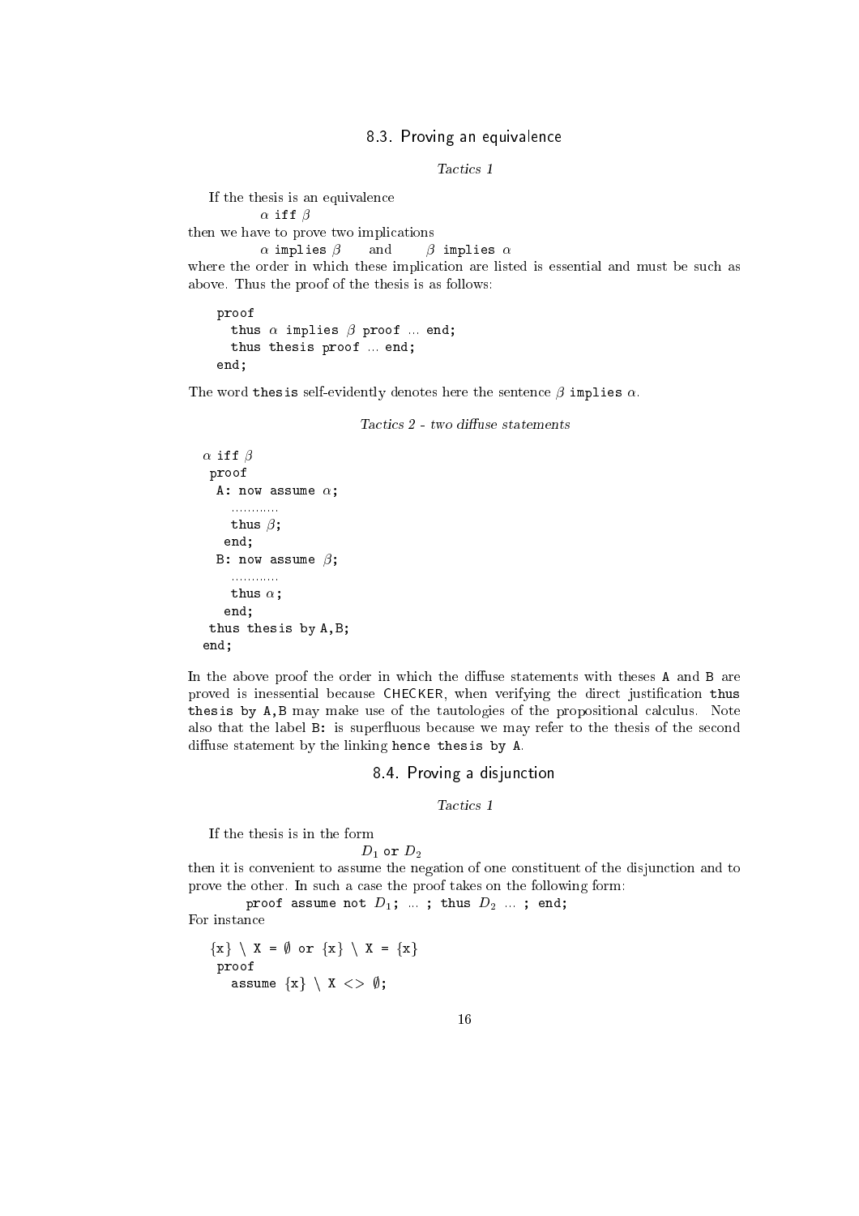## 8.3. Proving an equivalence

*Tactics 1*

If the thesis is an equivalence

$\alpha$ `iff` $\beta$

then we have to prove two implications

$\alpha$ `implies` $\beta$ and $\beta$ `implies` $\alpha$

where the order in which these implication are listed is essential and must be such as above. Thus the proof of the thesis is as follows:

```
proof
  thus α implies β proof ... end;
  thus thesis proof ... end;
end;
```

The word `thesis` self-evidently denotes here the sentence $\beta$ `implies` $\alpha$.

*Tactics 2 - two diffuse statements*

```
α iff β
 proof
  A: now assume α;
     ............
     thus β;
    end;
  B: now assume β;
     ............
     thus α;
    end;
 thus thesis by A,B;
end;
```

In the above proof the order in which the diffuse statements with theses `A` and `B` are proved is inessential because CHECKER, when verifying the direct justification `thus thesis by A,B` may make use of the tautologies of the propositional calculus. Note also that the label `B:` is superfluous because we may refer to the thesis of the second diffuse statement by the linking `hence thesis by A`.

## 8.4. Proving a disjunction

*Tactics 1*

If the thesis is in the form

$D_1$ `or` $D_2$

then it is convenient to assume the negation of one constituent of the disjunction and to prove the other. In such a case the proof takes on the following form:

`proof assume not` $D_1$`; ... ; thus` $D_2$ `... ; end;`

For instance

```
{x} \ X = ∅ or {x} \ X = {x}
 proof
   assume {x} \ X <> ∅;
```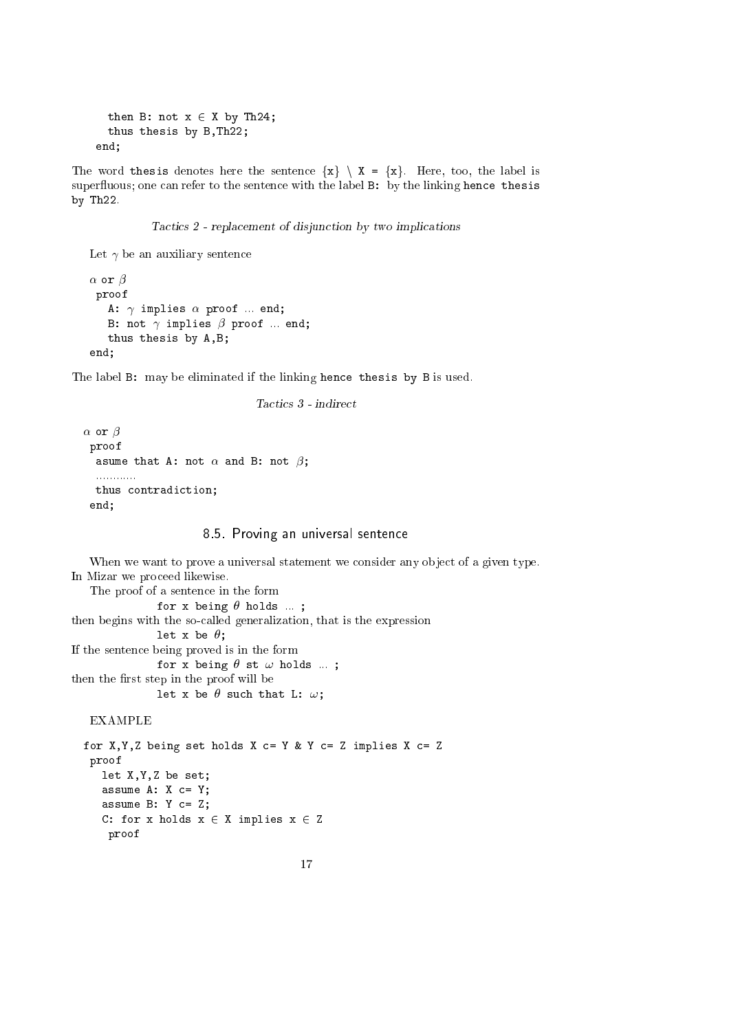```
    then B: not x ∈ X by Th24;
    thus thesis by B,Th22;
  end;
```

The word `thesis` denotes here the sentence `{x} \ X = {x}`. Here, too, the label is superfluous; one can refer to the sentence with the label `B:` by the linking `hence thesis by Th22`.

*Tactics 2 - replacement of disjunction by two implications*

Let $\gamma$ be an auxiliary sentence

```
α or β
 proof
   A: γ implies α proof ... end;
   B: not γ implies β proof ... end;
   thus thesis by A,B;
end;
```

The label `B:` may be eliminated if the linking `hence thesis by B` is used.

*Tactics 3 - indirect*

```
α or β
 proof
  asume that A: not α and B: not β;
  ............
  thus contradiction;
 end;
```

## 8.5. Proving an universal sentence

When we want to prove a universal statement we consider any object of a given type. In Mizar we proceed likewise.

The proof of a sentence in the form

```
for x being θ holds ... ;
```

then begins with the so-called generalization, that is the expression

```
let x be θ;
```

If the sentence being proved is in the form

```
for x being θ st ω holds ... ;
```

then the first step in the proof will be

```
let x be θ such that L: ω;
```

EXAMPLE

```
for X,Y,Z being set holds X c= Y & Y c= Z implies X c= Z
 proof
   let X,Y,Z be set;
   assume A: X c= Y;
   assume B: Y c= Z;
   C: for x holds x ∈ X implies x ∈ Z
    proof
```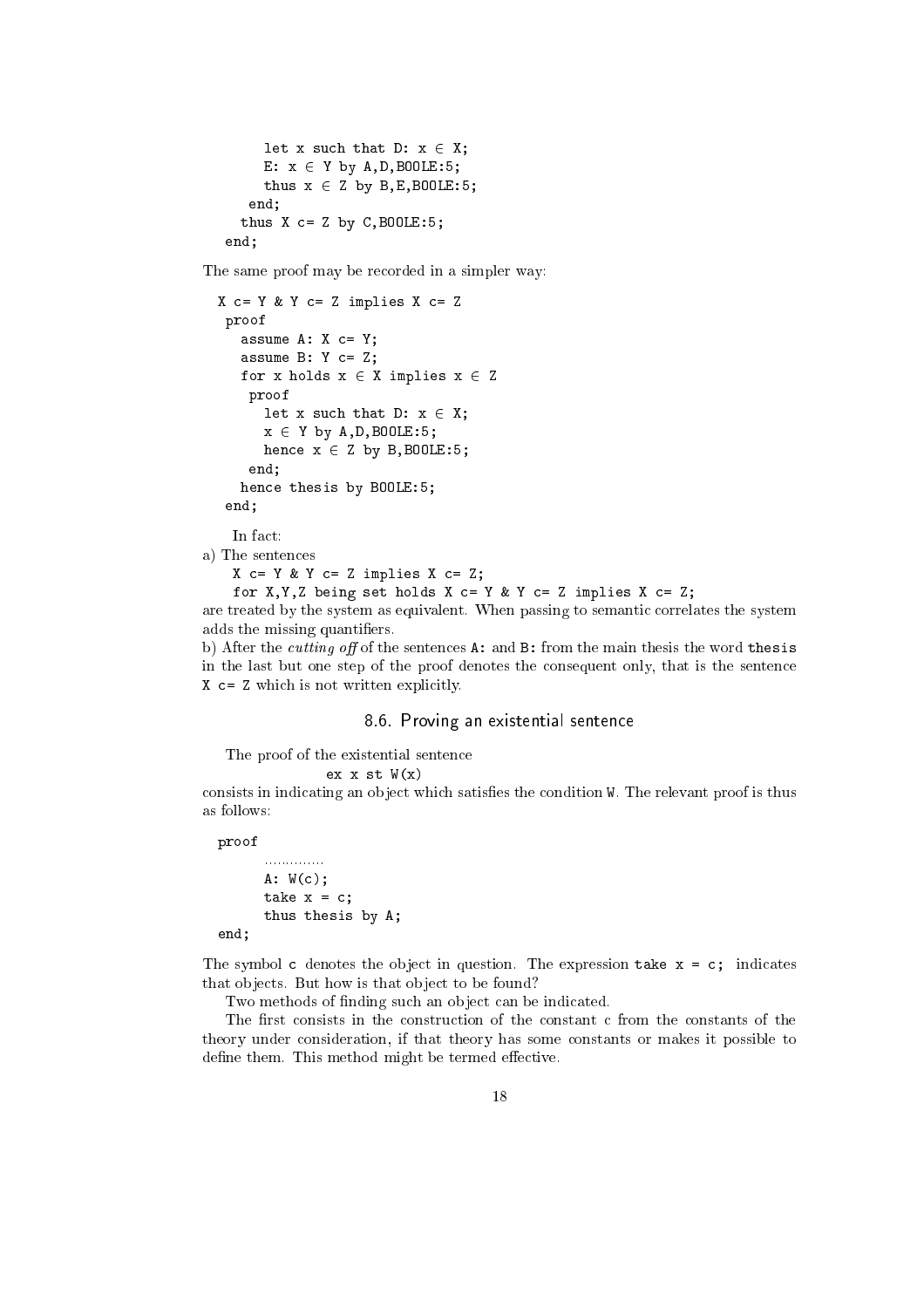```
        let x such that D: x ∈ X;
        E: x ∈ Y by A,D,BOOLE:5;
        thus x ∈ Z by B,E,BOOLE:5;
      end;
    thus X c= Z by C,BOOLE:5;
  end;
```

The same proof may be recorded in a simpler way:

```
X c= Y & Y c= Z implies X c= Z
 proof
   assume A: X c= Y;
   assume B: Y c= Z;
   for x holds x ∈ X implies x ∈ Z
    proof
      let x such that D: x ∈ X;
      x ∈ Y by A,D,BOOLE:5;
      hence x ∈ Z by B,BOOLE:5;
    end;
   hence thesis by BOOLE:5;
 end;
```

In fact:

a) The sentences

```
X c= Y & Y c= Z implies X c= Z;
for X,Y,Z being set holds X c= Y & Y c= Z implies X c= Z;
```

are treated by the system as equivalent. When passing to semantic correlates the system adds the missing quantifiers.

b) After the *cutting off* of the sentences `A:` and `B:` from the main thesis the word `thesis` in the last but one step of the proof denotes the consequent only, that is the sentence `X c= Z` which is not written explicitly.

## 8.6. Proving an existential sentence

The proof of the existential sentence

```
ex x st W(x)
```

consists in indicating an object which satisfies the condition `W`. The relevant proof is thus as follows:

```
proof
      .............
      A: W(c);
      take x = c;
      thus thesis by A;
end;
```

The symbol `c` denotes the object in question. The expression `take x = c;` indicates that objects. But how is that object to be found?

Two methods of finding such an object can be indicated.

The first consists in the construction of the constant c from the constants of the theory under consideration, if that theory has some constants or makes it possible to define them. This method might be termed effective.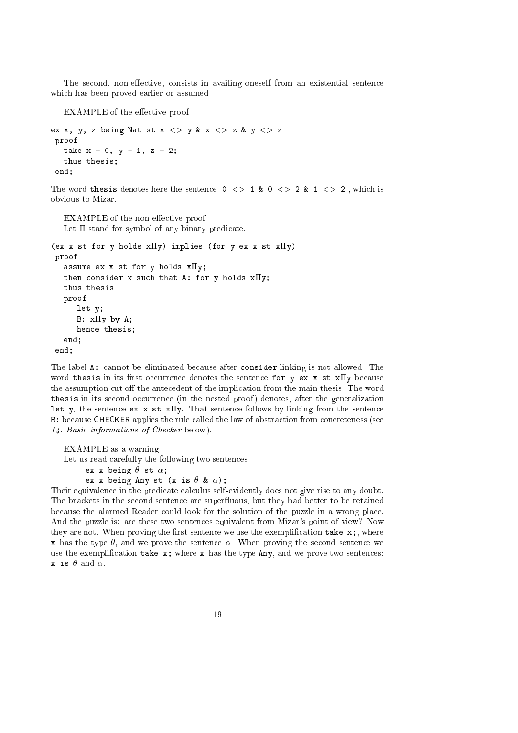The second, non-effective, consists in availing oneself from an existential sentence which has been proved earlier or assumed.

EXAMPLE of the effective proof:

```
ex x, y, z being Nat st x <> y & x <> z & y <> z
 proof
   take x = 0, y = 1, z = 2;
   thus thesis;
 end;
```

The word `thesis` denotes here the sentence `0 <> 1 & 0 <> 2 & 1 <> 2` , which is obvious to Mizar.

EXAMPLE of the non-effective proof:
Let Π stand for symbol of any binary predicate.

```
(ex x st for y holds xΠy) implies (for y ex x st xΠy)
 proof
   assume ex x st for y holds xΠy;
   then consider x such that A: for y holds xΠy;
   thus thesis
   proof
      let y;
      B: xΠy by A;
      hence thesis;
   end;
 end;
```

The label `A:` cannot be eliminated because after `consider` linking is not allowed. The word `thesis` in its first occurrence denotes the sentence `for y ex x st xΠy` because the assumption cut off the antecedent of the implication from the main thesis. The word `thesis` in its second occurrence (in the nested proof) denotes, after the generalization `let y`, the sentence `ex x st xΠy`. That sentence follows by linking from the sentence `B:` because CHECKER applies the rule called the law of abstraction from concreteness (see *14. Basic informations of Checker* below).

EXAMPLE as a warning!
Let us read carefully the following two sentences:

`ex x being` $\theta$ `st` $\alpha$`;`

`ex x being Any st (x is` $\theta$ `&` $\alpha$`);`

Their equivalence in the predicate calculus self-evidently does not give rise to any doubt. The brackets in the second sentence are superfluous, but they had better to be retained because the alarmed Reader could look for the solution of the puzzle in a wrong place. And the puzzle is: are these two sentences equivalent from Mizar's point of view? Now they are not. When proving the first sentence we use the exemplification `take x;`, where `x` has the type $\theta$, and we prove the sentence $\alpha$. When proving the second sentence we use the exemplification `take x;` where `x` has the type `Any`, and we prove two sentences: `x is` $\theta$ and $\alpha$.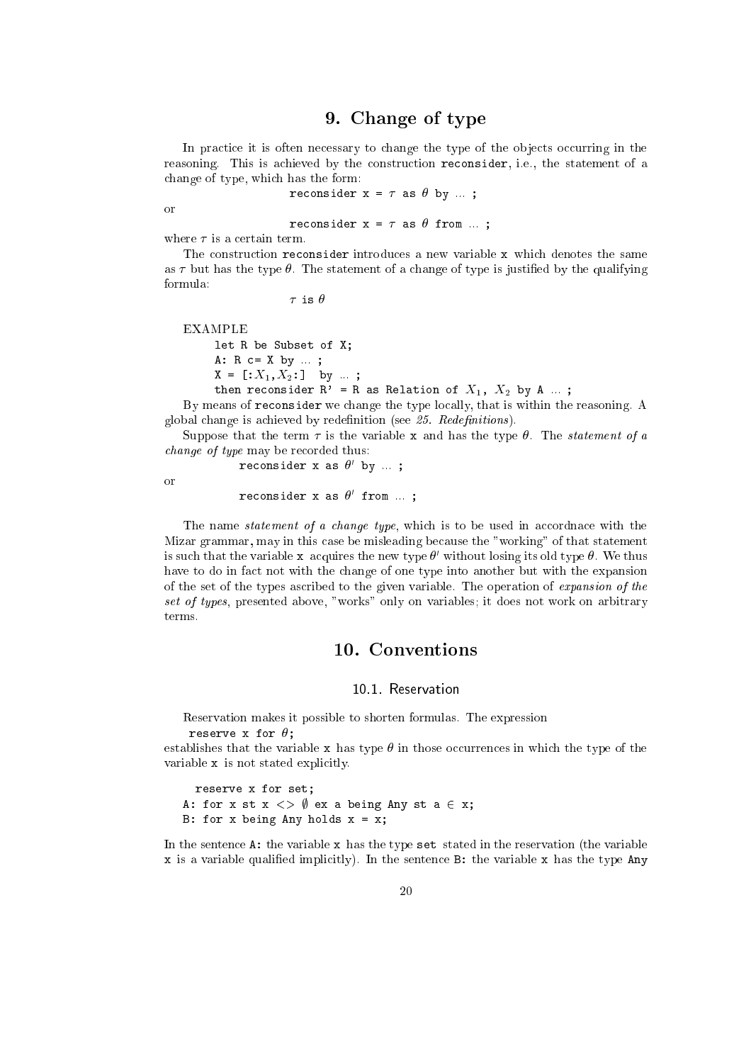## 9. Change of type

In practice it is often necessary to change the type of the objects occurring in the reasoning. This is achieved by the construction `reconsider`, i.e., the statement of a change of type, which has the form:

```
reconsider x = τ as θ by … ;
```

or

```
reconsider x = τ as θ from … ;
```

where $\tau$ is a certain term.

The construction `reconsider` introduces a new variable `x` which denotes the same as $\tau$ but has the type $\theta$. The statement of a change of type is justified by the qualifying formula:

```
τ is θ
```

EXAMPLE

```
let R be Subset of X;
A: R c= X by … ;
X = [:X1,X2:]  by … ;
then reconsider R' = R as Relation of X1, X2 by A … ;
```

By means of `reconsider` we change the type locally, that is within the reasoning. A global change is achieved by redefinition (see *25. Redefinitions*).

Suppose that the term $\tau$ is the variable `x` and has the type $\theta$. The *statement of a change of type* may be recorded thus:

```
reconsider x as θ' by … ;
```

or

```
reconsider x as θ' from … ;
```

The name *statement of a change type*, which is to be used in accordnace with the Mizar grammar, may in this case be misleading because the "working" of that statement is such that the variable `x` acquires the new type $\theta'$ without losing its old type $\theta$. We thus have to do in fact not with the change of one type into another but with the expansion of the set of the types ascribed to the given variable. The operation of *expansion of the set of types*, presented above, "works" only on variables; it does not work on arbitrary terms.

## 10. Conventions

### 10.1. Reservation

Reservation makes it possible to shorten formulas. The expression

`reserve x for θ;`

establishes that the variable `x` has type $\theta$ in those occurrences in which the type of the variable `x` is not stated explicitly.

```
  reserve x for set;
A: for x st x <> ∅ ex a being Any st a ∈ x;
B: for x being Any holds x = x;
```

In the sentence `A:` the variable `x` has the type `set` stated in the reservation (the variable `x` is a variable qualified implicitly). In the sentence `B:` the variable `x` has the type `Any`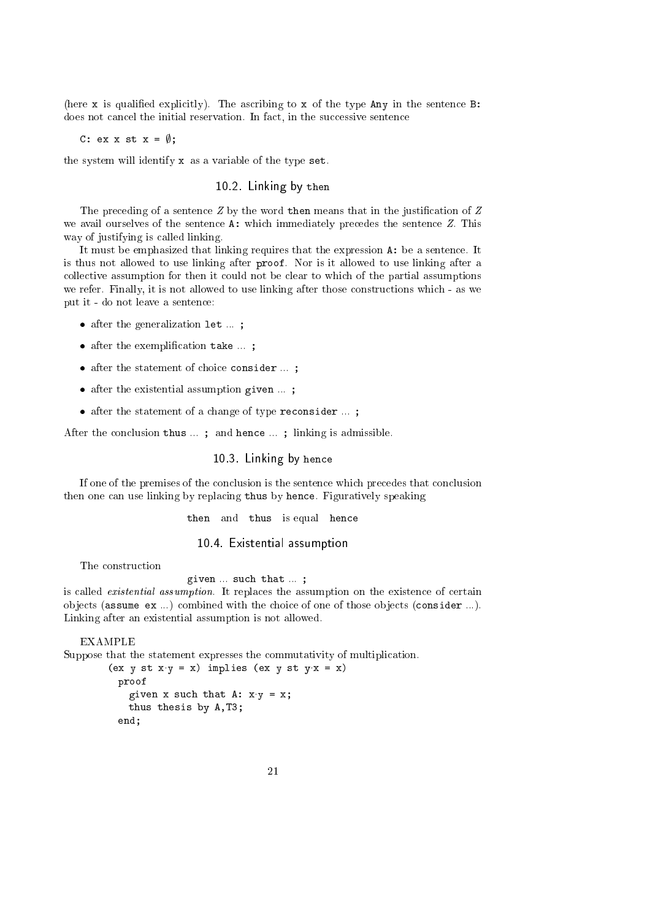(here `x` is qualified explicitly). The ascribing to `x` of the type `Any` in the sentence `B:` does not cancel the initial reservation. In fact, in the successive sentence

```
C: ex x st x = ∅;
```

the system will identify `x` as a variable of the type `set`.

### 10.2. Linking by `then`

The preceding of a sentence $Z$ by the word `then` means that in the justification of $Z$ we avail ourselves of the sentence `A:` which immediately precedes the sentence $Z$. This way of justifying is called linking.

It must be emphasized that linking requires that the expression `A:` be a sentence. It is thus not allowed to use linking after `proof`. Nor is it allowed to use linking after a collective assumption for then it could not be clear to which of the partial assumptions we refer. Finally, it is not allowed to use linking after those constructions which - as we put it - do not leave a sentence:

- after the generalization `let ... ;`
- after the exemplification `take ... ;`
- after the statement of choice `consider ... ;`
- after the existential assumption `given ... ;`
- after the statement of a change of type `reconsider ... ;`

After the conclusion `thus ... ;` and `hence ... ;` linking is admissible.

### 10.3. Linking by `hence`

If one of the premises of the conclusion is the sentence which precedes that conclusion then one can use linking by replacing `thus` by `hence`. Figuratively speaking

`then` and `thus` is equal `hence`

### 10.4. Existential assumption

The construction

`given ... such that ... ;`

is called *existential assumption*. It replaces the assumption on the existence of certain objects (`assume ex ...`) combined with the choice of one of those objects (`consider ...`). Linking after an existential assumption is not allowed.

EXAMPLE

Suppose that the statement expresses the commutativity of multiplication.

```
(ex y st x·y = x) implies (ex y st y·x = x)
  proof
    given x such that A: x·y = x;
    thus thesis by A,T3;
  end;
```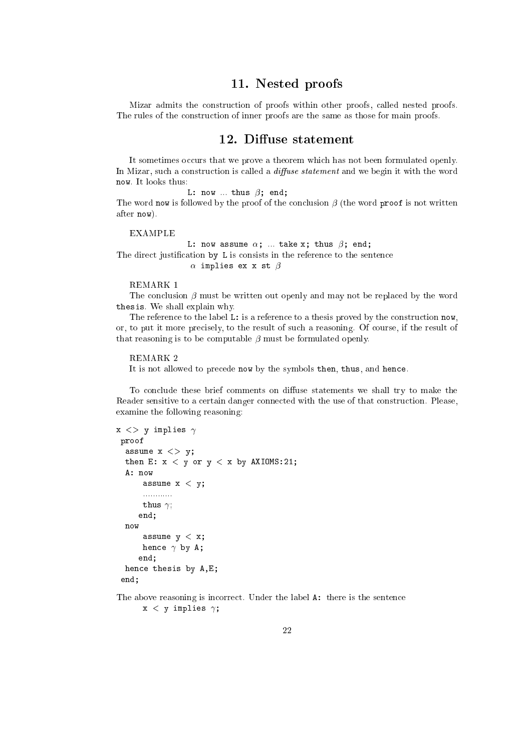## 11. Nested proofs

Mizar admits the construction of proofs within other proofs, called nested proofs. The rules of the construction of inner proofs are the same as those for main proofs.

## 12. Diffuse statement

It sometimes occurs that we prove a theorem which has not been formulated openly. In Mizar, such a construction is called a *diffuse statement* and we begin it with the word `now`. It looks thus:

`L: now` ... `thus` $\beta$`; end;`

The word `now` is followed by the proof of the conclusion $\beta$ (the word `proof` is not written after `now`).

EXAMPLE

`L: now assume` $\alpha$`;` ... `take x; thus` $\beta$`; end;`

The direct justification `by L` is consists in the reference to the sentence

$\alpha$ `implies ex x st` $\beta$

REMARK 1

The conclusion $\beta$ must be written out openly and may not be replaced by the word `thesis`. We shall explain why.

The reference to the label `L:` is a reference to a thesis proved by the construction `now`, or, to put it more precisely, to the result of such a reasoning. Of course, if the result of that reasoning is to be computable $\beta$ must be formulated openly.

REMARK 2

It is not allowed to precede `now` by the symbols `then`, `thus`, and `hence`.

To conclude these brief comments on diffuse statements we shall try to make the Reader sensitive to a certain danger connected with the use of that construction. Please, examine the following reasoning:

```
x <> y implies γ
 proof
  assume x <> y;
  then E: x < y or y < x by AXIOMS:21;
  A: now
      assume x < y;
      ............
      thus γ;
     end;
  now
      assume y < x;
      hence γ by A;
     end;
  hence thesis by A,E;
 end;
```

The above reasoning is incorrect. Under the label `A:` there is the sentence

`x < y implies` $\gamma$`;`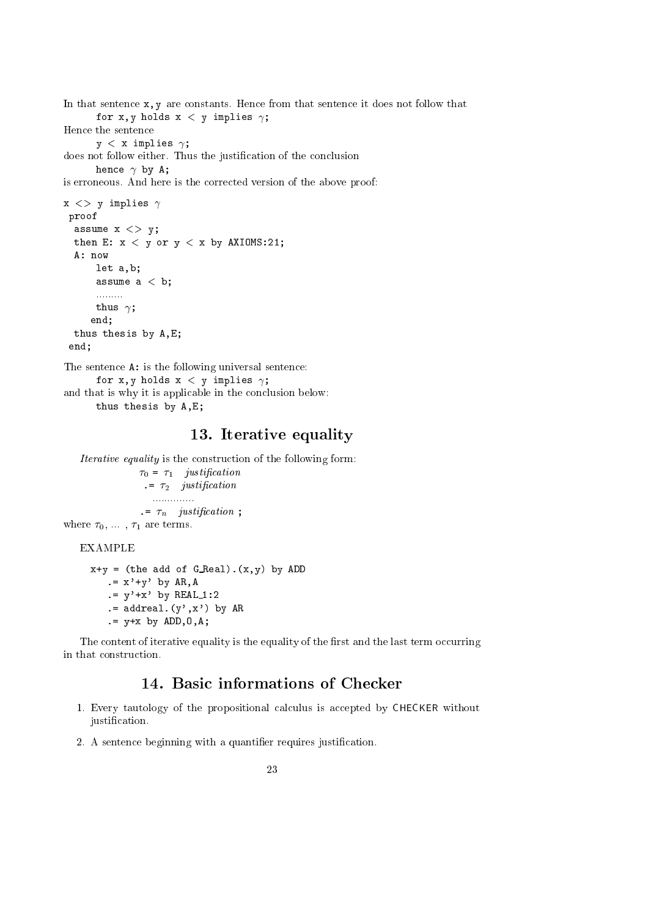In that sentence `x,y` are constants. Hence from that sentence it does not follow that

```
for x,y holds x < y implies γ;
```

Hence the sentence

```
y < x implies γ;
```

does not follow either. Thus the justification of the conclusion

```
hence γ by A;
```

is erroneous. And here is the corrected version of the above proof:

```
x <> y implies γ
 proof
  assume x <> y;
  then E: x < y or y < x by AXIOMS:21;
  A: now
      let a,b;
      assume a < b;
      .........
      thus γ;
     end;
  thus thesis by A,E;
 end;
```

The sentence `A:` is the following universal sentence:

```
for x,y holds x < y implies γ;
```

and that is why it is applicable in the conclusion below:

```
thus thesis by A,E;
```

## 13. Iterative equality

*Iterative equality* is the construction of the following form:

$\tau_0$ = $\tau_1$ *justification*
.= $\tau_2$ *justification*
.............
.= $\tau_n$ *justification* ;

where $\tau_0, \ldots, \tau_1$ are terms.

EXAMPLE

```
x+y = (the add of G_Real).(x,y) by ADD
   .= x'+y' by AR,A
   .= y'+x' by REAL_1:2
   .= addreal.(y',x') by AR
   .= y+x by ADD,0,A;
```

The content of iterative equality is the equality of the first and the last term occurring in that construction.

## 14. Basic informations of Checker

1. Every tautology of the propositional calculus is accepted by CHECKER without justification.
2. A sentence beginning with a quantifier requires justification.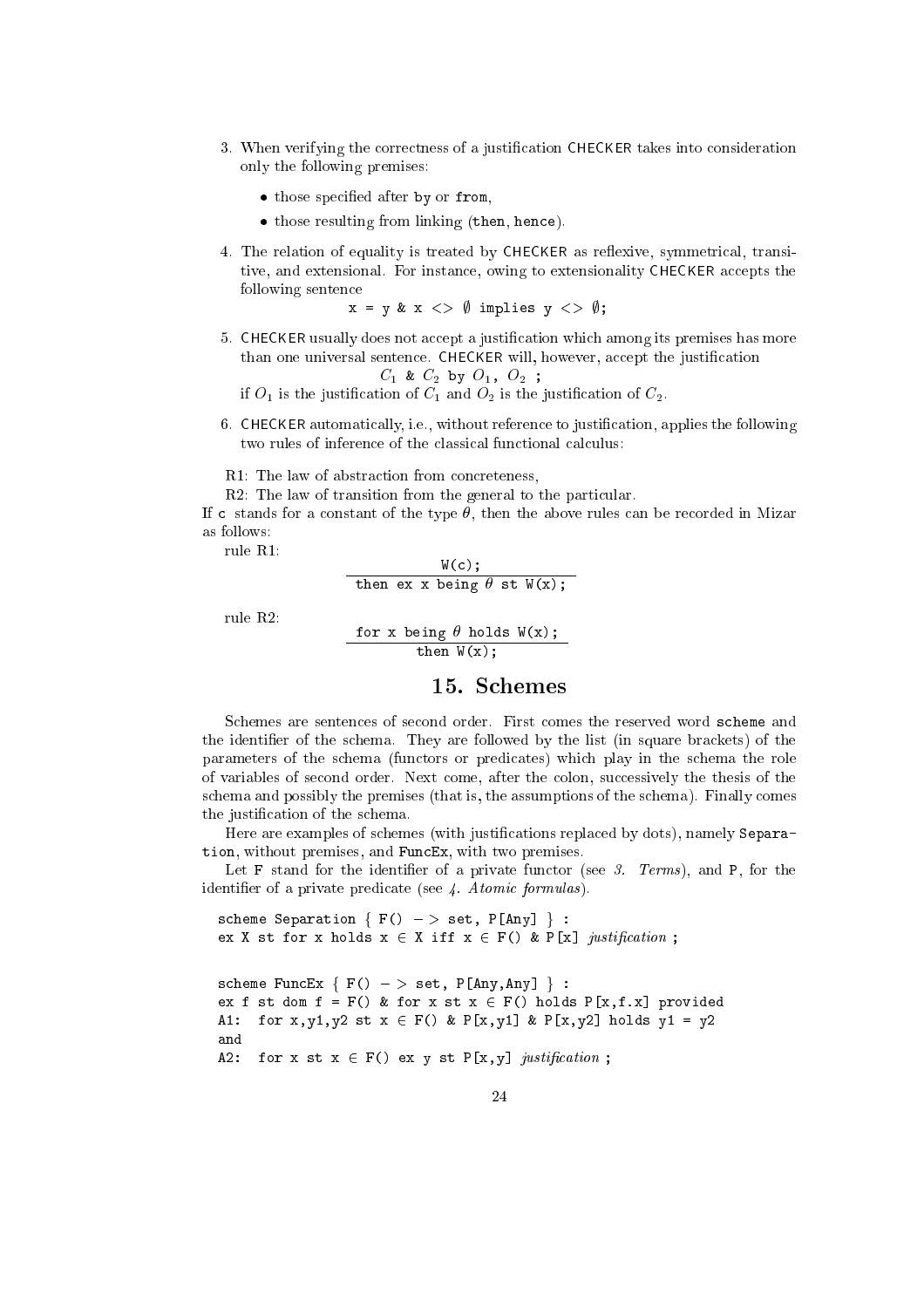3. When verifying the correctness of a justification CHECKER takes into consideration only the following premises:

   - those specified after `by` or `from`,
   - those resulting from linking (`then`, `hence`).

4. The relation of equality is treated by CHECKER as reflexive, symmetrical, transitive, and extensional. For instance, owing to extensionality CHECKER accepts the following sentence

   ```
   x = y & x <> ∅ implies y <> ∅;
   ```

5. CHECKER usually does not accept a justification which among its premises has more than one universal sentence. CHECKER will, however, accept the justification

   $C_1$ `&` $C_2$ `by` $O_1$ `,` $O_2$ `;`

   if $O_1$ is the justification of $C_1$ and $O_2$ is the justification of $C_2$.

6. CHECKER automatically, i.e., without reference to justification, applies the following two rules of inference of the classical functional calculus:

R1: The law of abstraction from concreteness,

R2: The law of transition from the general to the particular.

If `c` stands for a constant of the type $\theta$, then the above rules can be recorded in Mizar as follows:

rule R1:

```
             W(c);
----------------------------------
then ex x being θ st W(x);
```

rule R2:

```
for x being θ holds W(x);
----------------------------------
          then W(x);
```

## 15. Schemes

Schemes are sentences of second order. First comes the reserved word `scheme` and the identifier of the schema. They are followed by the list (in square brackets) of the parameters of the schema (functors or predicates) which play in the schema the role of variables of second order. Next come, after the colon, successively the thesis of the schema and possibly the premises (that is, the assumptions of the schema). Finally comes the justification of the schema.

Here are examples of schemes (with justifications replaced by dots), namely `Separation`, without premises, and `FuncEx`, with two premises.

Let `F` stand for the identifier of a private functor (see *3. Terms*), and `P`, for the identifier of a private predicate (see *4. Atomic formulas*).

```
scheme Separation { F() -> set, P[Any] } :
ex X st for x holds x ∈ X iff x ∈ F() & P[x] justification ;

scheme FuncEx { F() -> set, P[Any,Any] } :
ex f st dom f = F() & for x st x ∈ F() holds P[x,f.x] provided
A1:  for x,y1,y2 st x ∈ F() & P[x,y1] & P[x,y2] holds y1 = y2
and
A2:  for x st x ∈ F() ex y st P[x,y] justification ;
```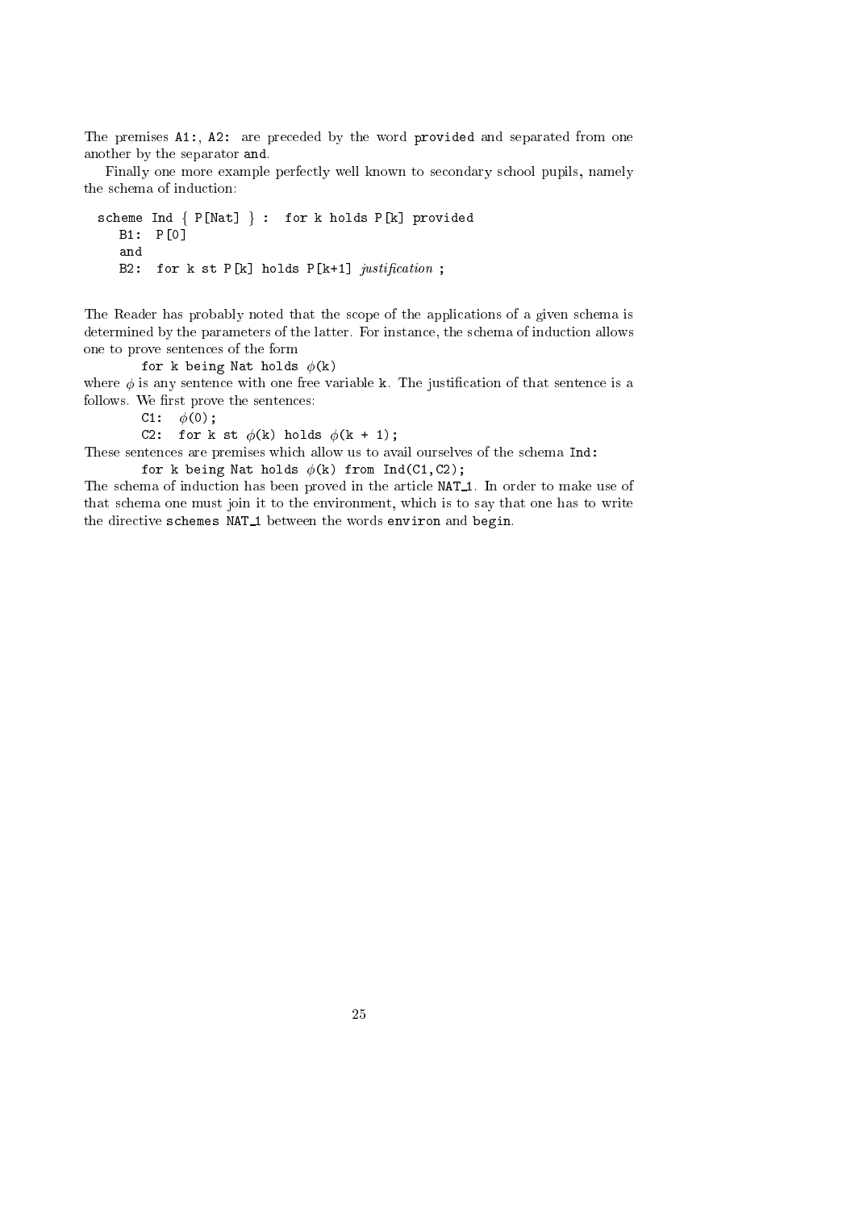The premises A1:, A2: are preceded by the word provided and separated from one another by the separator and.

Finally one more example perfectly well known to secondary school pupils, namely the schema of induction:

```
scheme Ind { P[Nat] } :  for k holds P[k] provided
   B1:  P[0]
   and
   B2:  for k st P[k] holds P[k+1] justification ;
```

The Reader has probably noted that the scope of the applications of a given schema is determined by the parameters of the latter. For instance, the schema of induction allows one to prove sentences of the form

    for k being Nat holds $\phi$(k)

where $\phi$ is any sentence with one free variable k. The justification of that sentence is a follows. We first prove the sentences:

    C1:  $\phi$(0);
    C2:  for k st $\phi$(k) holds $\phi$(k + 1);

These sentences are premises which allow us to avail ourselves of the schema Ind:

    for k being Nat holds $\phi$(k) from Ind(C1,C2);

The schema of induction has been proved in the article NAT_1. In order to make use of that schema one must join it to the environment, which is to say that one has to write the directive schemes NAT_1 between the words environ and begin.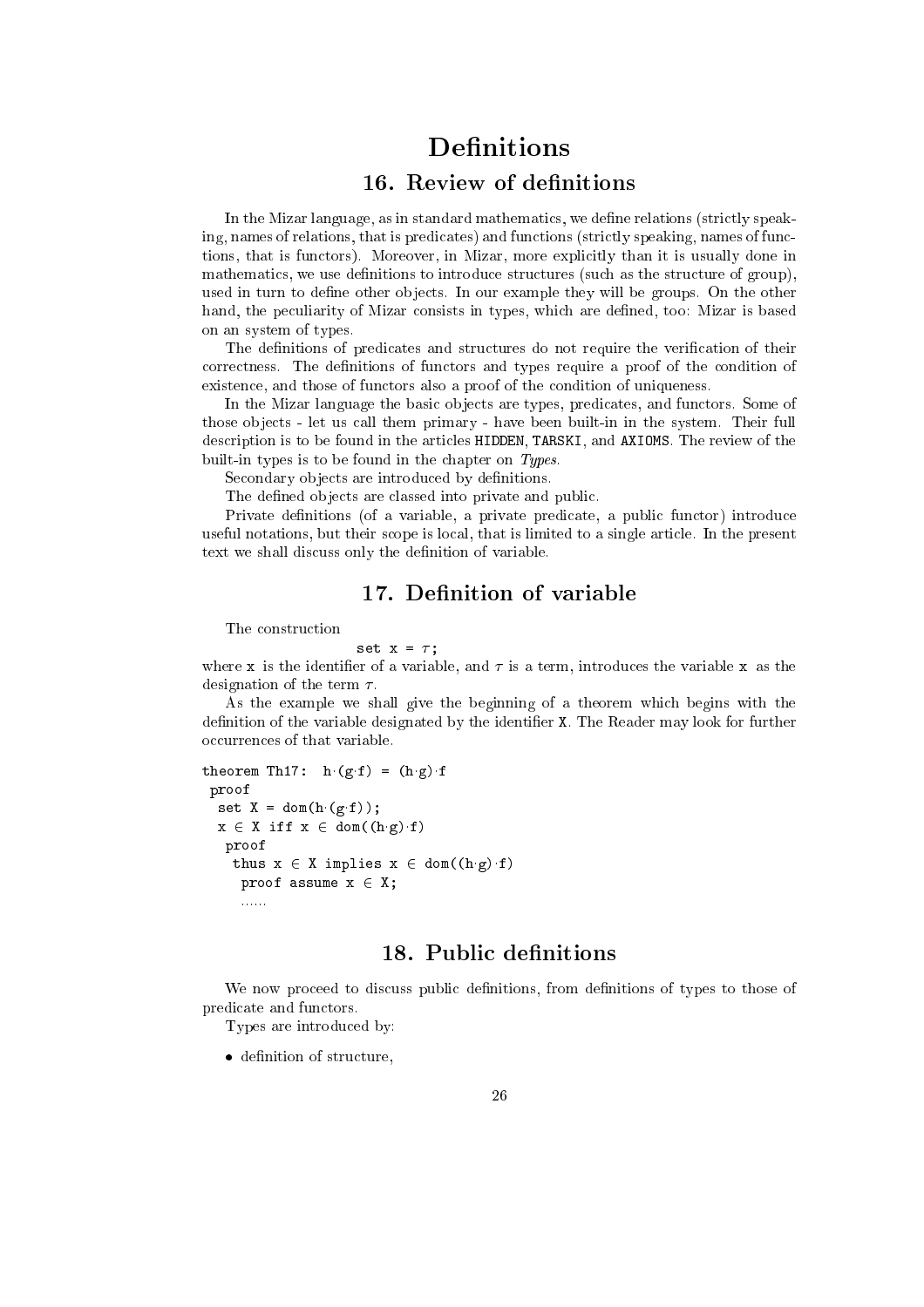# Definitions

## 16. Review of definitions

In the Mizar language, as in standard mathematics, we define relations (strictly speaking, names of relations, that is predicates) and functions (strictly speaking, names of functions, that is functors). Moreover, in Mizar, more explicitly than it is usually done in mathematics, we use definitions to introduce structures (such as the structure of group), used in turn to define other objects. In our example they will be groups. On the other hand, the peculiarity of Mizar consists in types, which are defined, too: Mizar is based on an system of types.

The definitions of predicates and structures do not require the verification of their correctness. The definitions of functors and types require a proof of the condition of existence, and those of functors also a proof of the condition of uniqueness.

In the Mizar language the basic objects are types, predicates, and functors. Some of those objects - let us call them primary - have been built-in in the system. Their full description is to be found in the articles HIDDEN, TARSKI, and AXIOMS. The review of the built-in types is to be found in the chapter on *Types*.

Secondary objects are introduced by definitions.

The defined objects are classed into private and public.

Private definitions (of a variable, a private predicate, a public functor) introduce useful notations, but their scope is local, that is limited to a single article. In the present text we shall discuss only the definition of variable.

## 17. Definition of variable

The construction

```
set x = τ;
```

where x is the identifier of a variable, and $\tau$ is a term, introduces the variable x as the designation of the term $\tau$.

As the example we shall give the beginning of a theorem which begins with the definition of the variable designated by the identifier X. The Reader may look for further occurrences of that variable.

```
theorem Th17:  h·(g·f) = (h·g)·f
 proof
  set X = dom(h·(g·f));
  x ∈ X iff x ∈ dom((h·g)·f)
   proof
    thus x ∈ X implies x ∈ dom((h·g)·f)
     proof assume x ∈ X;
     ......
```

## 18. Public definitions

We now proceed to discuss public definitions, from definitions of types to those of predicate and functors.

Types are introduced by:

- definition of structure,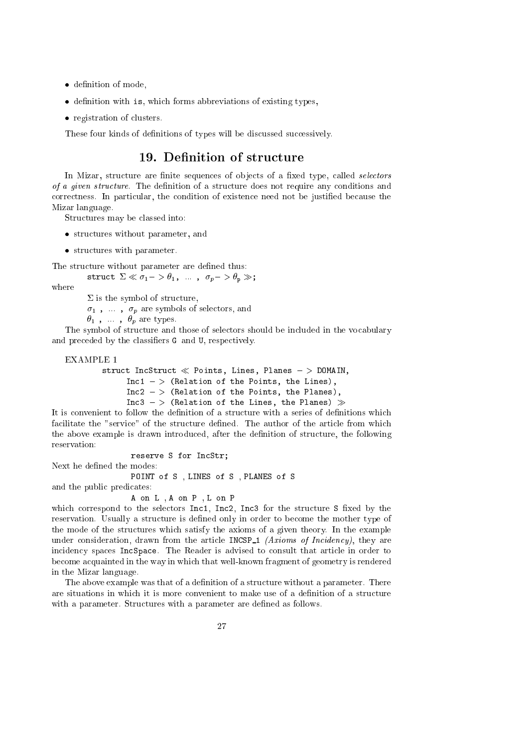- definition of mode,
- definition with `is`, which forms abbreviations of existing types,
- registration of clusters.

These four kinds of definitions of types will be discussed successively.

## 19. Definition of structure

In Mizar, structure are finite sequences of objects of a fixed type, called *selectors of a given structure*. The definition of a structure does not require any conditions and correctness. In particular, the condition of existence need not be justified because the Mizar language.

Structures may be classed into:

- structures without parameter, and
- structures with parameter.

The structure without parameter are defined thus:

$\texttt{struct}\ \Sigma \ll \sigma_1 -> \theta_1\ ,\ \ldots\ ,\ \sigma_p -> \theta_p \gg;$

where

$\Sigma$ is the symbol of structure,

$\sigma_1\ ,\ \ldots\ ,\ \sigma_p$ are symbols of selectors, and

$\theta_1\ ,\ \ldots\ ,\ \theta_p$ are types.

The symbol of structure and those of selectors should be included in the vocabulary and preceded by the classifiers `G` and `U`, respectively.

EXAMPLE 1

```
struct IncStruct ≪ Points, Lines, Planes − > DOMAIN,
      Inc1 − > (Relation of the Points, the Lines),
      Inc2 − > (Relation of the Points, the Planes),
      Inc3 − > (Relation of the Lines, the Planes) ≫
```

It is convenient to follow the definition of a structure with a series of definitions which facilitate the "service" of the structure defined. The author of the article from which the above example is drawn introduced, after the definition of structure, the following reservation:

```
reserve S for IncStr;
```

Next he defined the modes:

```
POINT of S , LINES of S , PLANES of S
```

and the public predicates:

```
A on L , A on P , L on P
```

which correspond to the selectors `Inc1`, `Inc2`, `Inc3` for the structure `S` fixed by the reservation. Usually a structure is defined only in order to become the mother type of the mode of the structures which satisfy the axioms of a given theory. In the example under consideration, drawn from the article `INCSP_1` *(Axioms of Incidency)*, they are incidency spaces `IncSpace`. The Reader is advised to consult that article in order to become acquainted in the way in which that well-known fragment of geometry is rendered in the Mizar language.

The above example was that of a definition of a structure without a parameter. There are situations in which it is more convenient to make use of a definition of a structure with a parameter. Structures with a parameter are defined as follows.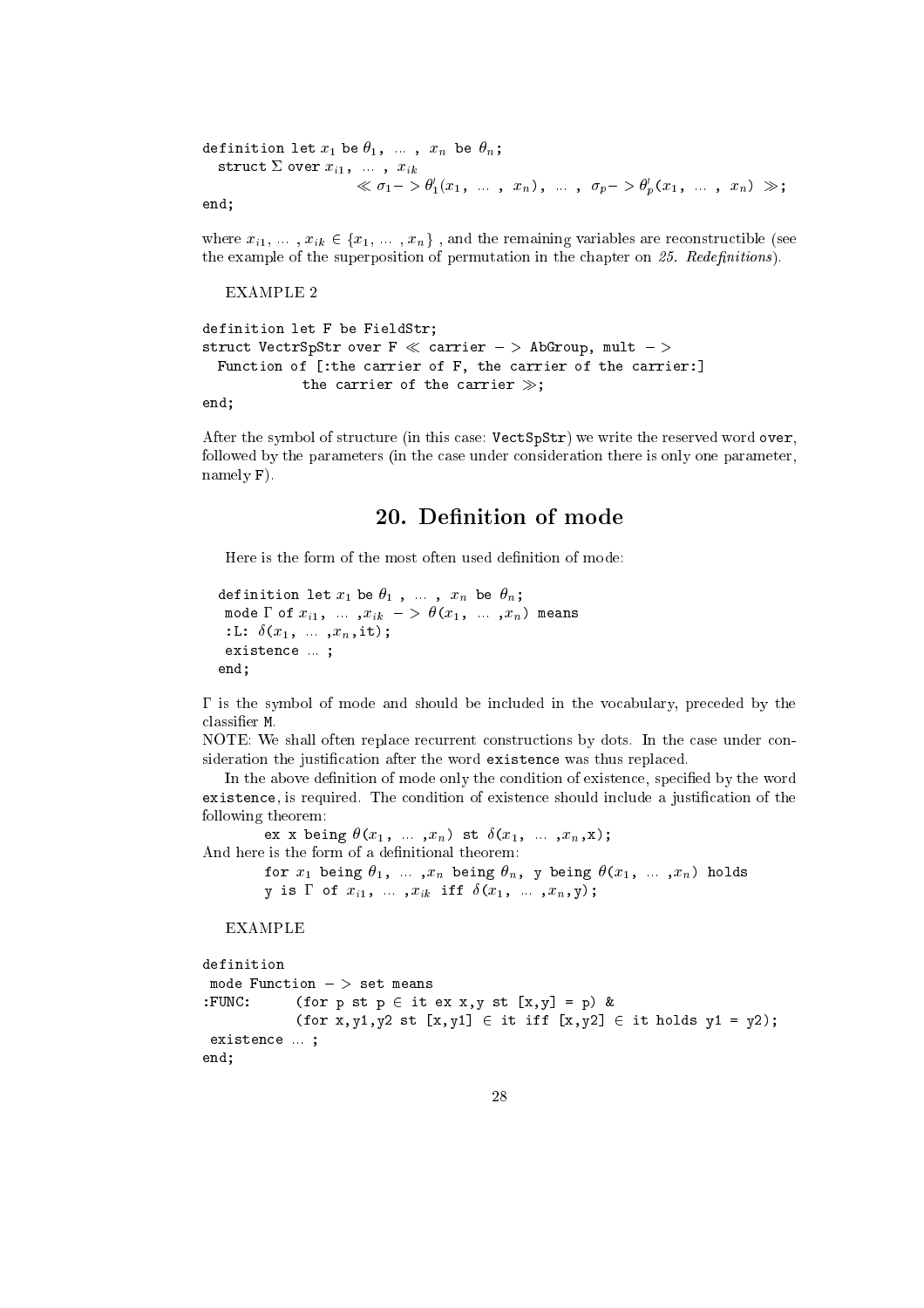```
definition let x1 be θ1, ... , xn be θn;
  struct Σ over xi1, ... , xik
                 ≪ σ1−> θ'1(x1, ... , xn), ... , σp−> θ'p(x1, ... , xn) ≫;
end;
```

where $x_{i1}, \ldots, x_{ik} \in \{x_1, \ldots, x_n\}$, and the remaining variables are reconstructible (see the example of the superposition of permutation in the chapter on *25. Redefinitions*).

EXAMPLE 2

```
definition let F be FieldStr;
struct VectrSpStr over F ≪ carrier −> AbGroup, mult −>
  Function of [:the carrier of F, the carrier of the carrier:]
            the carrier of the carrier ≫;
end;
```

After the symbol of structure (in this case: `VectSpStr`) we write the reserved word `over`, followed by the parameters (in the case under consideration there is only one parameter, namely `F`).

## 20. Definition of mode

Here is the form of the most often used definition of mode:

```
definition let x1 be θ1 , ... , xn be θn;
 mode Γ of xi1, ... ,xik −> θ(x1, ... ,xn) means
 :L: δ(x1, ... ,xn,it);
 existence ... ;
end;
```

$\Gamma$ is the symbol of mode and should be included in the vocabulary, preceded by the classifier `M`.

NOTE: We shall often replace recurrent constructions by dots. In the case under consideration the justification after the word `existence` was thus replaced.

In the above definition of mode only the condition of existence, specified by the word `existence`, is required. The condition of existence should include a justification of the following theorem:

```
ex x being θ(x1, ... ,xn) st δ(x1, ... ,xn,x);
```

And here is the form of a definitional theorem:

```
for x1 being θ1, ... ,xn being θn, y being θ(x1, ... ,xn) holds
y is Γ of xi1, ... ,xik iff δ(x1, ... ,xn,y);
```

EXAMPLE

```
definition
 mode Function −> set means
:FUNC:     (for p st p ∈ it ex x,y st [x,y] = p) &
           (for x,y1,y2 st [x,y1] ∈ it iff [x,y2] ∈ it holds y1 = y2);
 existence ... ;
end;
```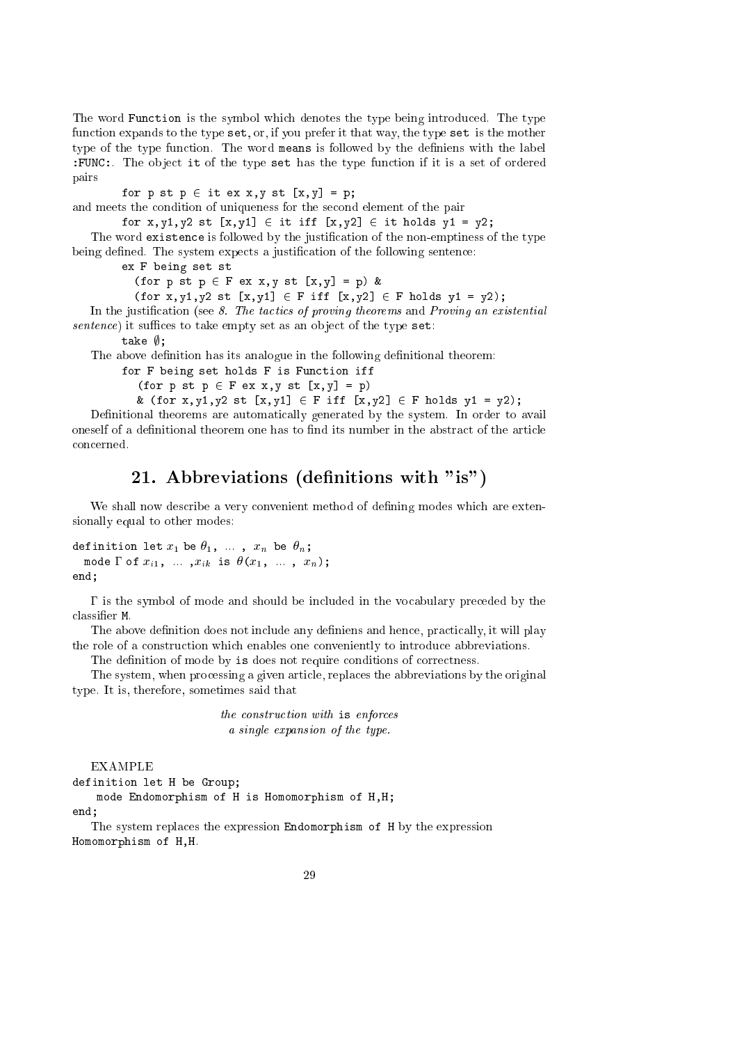The word `Function` is the symbol which denotes the type being introduced. The type function expands to the type `set`, or, if you prefer it that way, the type `set` is the mother type of the type function. The word `means` is followed by the definiens with the label `:FUNC:`. The object `it` of the type `set` has the type function if it is a set of ordered pairs

```
for p st p ∈ it ex x,y st [x,y] = p;
```

and meets the condition of uniqueness for the second element of the pair

```
for x,y1,y2 st [x,y1] ∈ it iff [x,y2] ∈ it holds y1 = y2;
```

The word `existence` is followed by the justification of the non-emptiness of the type being defined. The system expects a justification of the following sentence:

```
ex F being set st
  (for p st p ∈ F ex x,y st [x,y] = p) &
  (for x,y1,y2 st [x,y1] ∈ F iff [x,y2] ∈ F holds y1 = y2);
```

In the justification (see *8. The tactics of proving theorems* and *Proving an existential sentence*) it suffices to take empty set as an object of the type `set`:

```
take ∅;
```

The above definition has its analogue in the following definitional theorem:

```
for F being set holds F is Function iff
   (for p st p ∈ F ex x,y st [x,y] = p)
   & (for x,y1,y2 st [x,y1] ∈ F iff [x,y2] ∈ F holds y1 = y2);
```

Definitional theorems are automatically generated by the system. In order to avail oneself of a definitional theorem one has to find its number in the abstract of the article concerned.

## 21. Abbreviations (definitions with "is")

We shall now describe a very convenient method of defining modes which are extensionally equal to other modes:

`definition let` $x_1$ `be` $\theta_1$, ... , $x_n$ `be` $\theta_n$;
  `mode` $\Gamma$ `of` $x_{i1}$, ... ,$x_{ik}$ `is` $\theta(x_1, \ldots, x_n)$;
`end;`

$\Gamma$ is the symbol of mode and should be included in the vocabulary preceded by the classifier `M`.

The above definition does not include any definiens and hence, practically, it will play the role of a construction which enables one conveniently to introduce abbreviations.

The definition of mode by `is` does not require conditions of correctness.

The system, when processing a given article, replaces the abbreviations by the original type. It is, therefore, sometimes said that

*the construction with* `is` *enforces*
*a single expansion of the type.*

EXAMPLE

```
definition let H be Group;
    mode Endomorphism of H is Homomorphism of H,H;
end;
```

The system replaces the expression `Endomorphism of H` by the expression `Homomorphism of H,H`.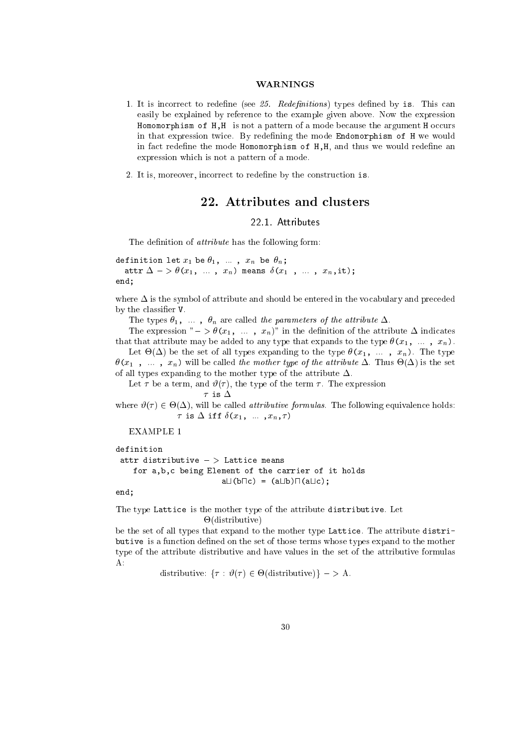**WARNINGS**

1. It is incorrect to redefine (see *25. Redefinitions*) types defined by `is`. This can easily be explained by reference to the example given above. Now the expression `Homomorphism of H,H` is not a pattern of a mode because the argument `H` occurs in that expression twice. By redefining the mode `Endomorphism of H` we would in fact redefine the mode `Homomorphism of H,H`, and thus we would redefine an expression which is not a pattern of a mode.

2. It is, moreover, incorrect to redefine by the construction `is`.

# 22. Attributes and clusters

## 22.1. Attributes

The definition of *attribute* has the following form:

```
definition let x1 be θ1, ... , xn be θn;
  attr Δ −> θ(x1, ... , xn) means δ(x1 , ... , xn,it);
end;
```

where $\Delta$ is the symbol of attribute and should be entered in the vocabulary and preceded by the classifier `V`.

The types $\theta_1, \ldots, \theta_n$ are called *the parameters of the attribute* $\Delta$.

The expression "$->\theta(x_1, \ldots, x_n)$" in the definition of the attribute $\Delta$ indicates that that attribute may be added to any type that expands to the type $\theta(x_1, \ldots, x_n)$.

Let $\Theta(\Delta)$ be the set of all types expanding to the type $\theta(x_1, \ldots, x_n)$. The type $\theta(x_1, \ldots, x_n)$ will be called *the mother type of the attribute* $\Delta$. Thus $\Theta(\Delta)$ is the set of all types expanding to the mother type of the attribute $\Delta$.

Let $\tau$ be a term, and $\vartheta(\tau)$, the type of the term $\tau$. The expression

$$\tau \texttt{ is } \Delta$$

where $\vartheta(\tau) \in \Theta(\Delta)$, will be called *attributive formulas*. The following equivalence holds:

$$\tau \texttt{ is } \Delta \texttt{ iff } \delta(x_1, \ldots, x_n, \tau)$$

EXAMPLE 1

```
definition
 attr distributive −> Lattice means
    for a,b,c being Element of the carrier of it holds
                        a⊔(b⊓c) = (a⊔b)⊓(a⊔c);
end;
```

The type `Lattice` is the mother type of the attribute `distributive`. Let

$$\Theta(\text{distributive})$$

be the set of all types that expand to the mother type `Lattice`. The attribute `distributive` is a function defined on the set of those terms whose types expand to the mother type of the attribute distributive and have values in the set of the attributive formulas A:

$$\text{distributive: } \{\tau : \vartheta(\tau) \in \Theta(\text{distributive})\} -> \text{A}.$$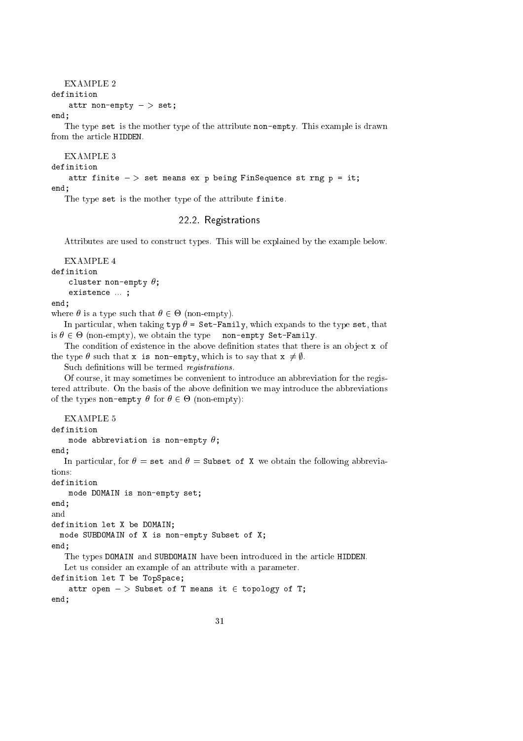EXAMPLE 2

```
definition
    attr non-empty -> set;
end;
```

The type `set` is the mother type of the attribute `non-empty`. This example is drawn from the article HIDDEN.

EXAMPLE 3

```
definition
    attr finite -> set means ex p being FinSequence st rng p = it;
end;
```

The type `set` is the mother type of the attribute `finite`.

## 22.2. Registrations

Attributes are used to construct types. This will be explained by the example below.

EXAMPLE 4

```
definition
    cluster non-empty θ;
    existence ... ;
end;
```

where $\theta$ is a type such that $\theta \in \Theta$ (non-empty).

In particular, when taking typ $\theta$ = `Set-Family`, which expands to the type `set`, that is $\theta \in \Theta$ (non-empty), we obtain the type `non-empty Set-Family`.

The condition of existence in the above definition states that there is an object `x` of the type $\theta$ such that `x is non-empty`, which is to say that `x` $\neq \emptyset$.

Such definitions will be termed *registrations*.

Of course, it may sometimes be convenient to introduce an abbreviation for the registered attribute. On the basis of the above definition we may introduce the abbreviations of the types `non-empty` $\theta$ for $\theta \in \Theta$ (non-empty):

EXAMPLE 5

```
definition
    mode abbreviation is non-empty θ;
end;
```

In particular, for $\theta$ = `set` and $\theta$ = `Subset of X` we obtain the following abbreviations:

```
definition
    mode DOMAIN is non-empty set;
end;
```

and

```
definition let X be DOMAIN;
  mode SUBDOMAIN of X is non-empty Subset of X;
end;
```

The types `DOMAIN` and `SUBDOMAIN` have been introduced in the article HIDDEN.

Let us consider an example of an attribute with a parameter.

```
definition let T be TopSpace;
    attr open -> Subset of T means it ∈ topology of T;
end;
```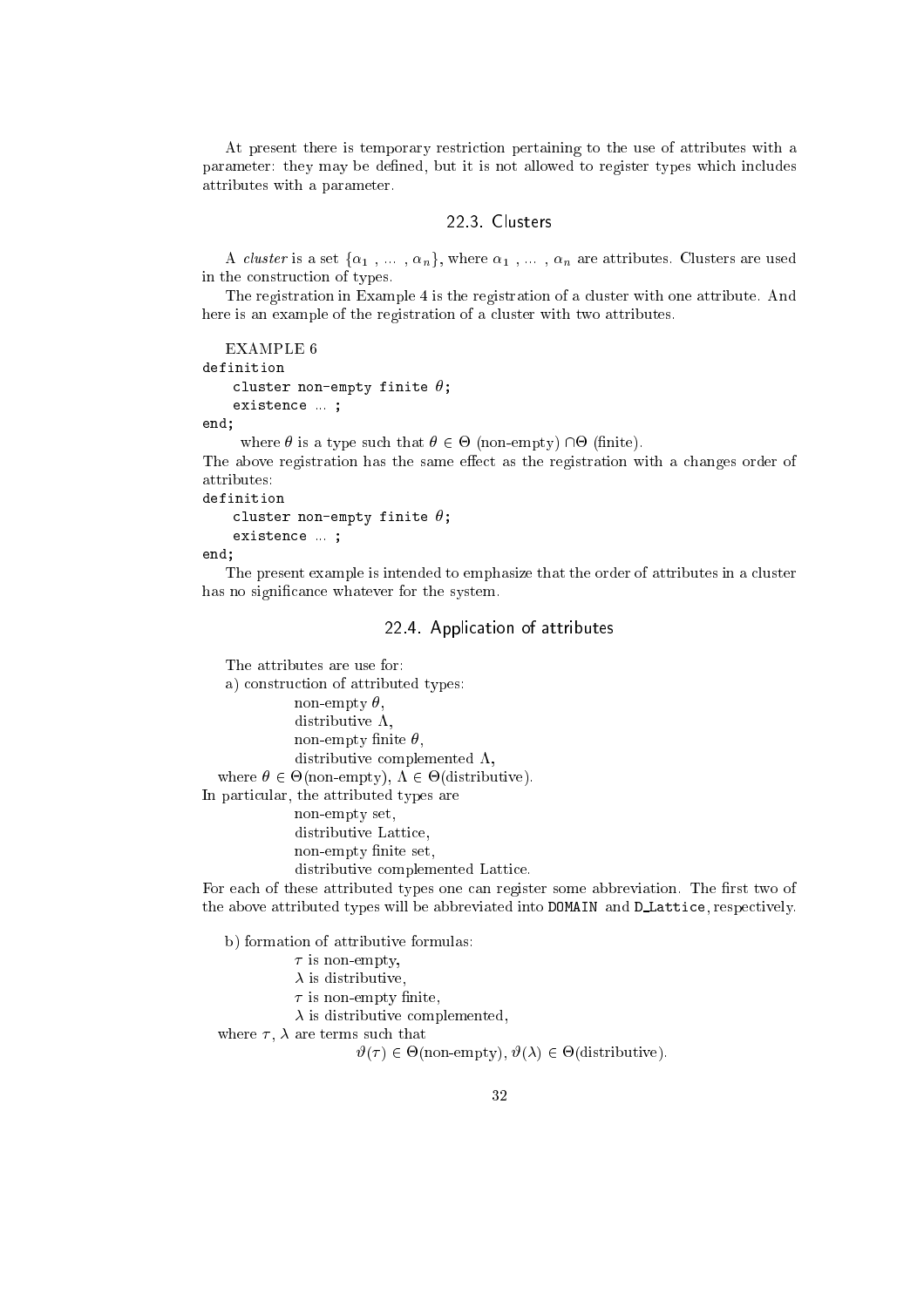At present there is temporary restriction pertaining to the use of attributes with a parameter: they may be defined, but it is not allowed to register types which includes attributes with a parameter.

### 22.3. Clusters

A *cluster* is a set $\{\alpha_1 , \dots , \alpha_n\}$, where $\alpha_1 , \dots , \alpha_n$ are attributes. Clusters are used in the construction of types.

The registration in Example 4 is the registration of a cluster with one attribute. And here is an example of the registration of a cluster with two attributes.

EXAMPLE 6

```
definition
    cluster non-empty finite θ;
    existence ... ;
end;
```

where $\theta$ is a type such that $\theta \in \Theta$ (non-empty) $\cap \Theta$ (finite).

The above registration has the same effect as the registration with a changes order of attributes:

```
definition
    cluster non-empty finite θ;
    existence ... ;
end;
```

The present example is intended to emphasize that the order of attributes in a cluster has no significance whatever for the system.

### 22.4. Application of attributes

The attributes are use for:

a) construction of attributed types:

non-empty $\theta$,
distributive $\Lambda$,
non-empty finite $\theta$,
distributive complemented $\Lambda$,

where $\theta \in \Theta$(non-empty), $\Lambda \in \Theta$(distributive).

In particular, the attributed types are

non-empty set,
distributive Lattice,
non-empty finite set,
distributive complemented Lattice.

For each of these attributed types one can register some abbreviation. The first two of the above attributed types will be abbreviated into `DOMAIN` and `D_Lattice`, respectively.

b) formation of attributive formulas:

$\tau$ is non-empty,
$\lambda$ is distributive,
$\tau$ is non-empty finite,
$\lambda$ is distributive complemented,

where $\tau$, $\lambda$ are terms such that

$$\vartheta(\tau) \in \Theta(\text{non-empty}),\ \vartheta(\lambda) \in \Theta(\text{distributive}).$$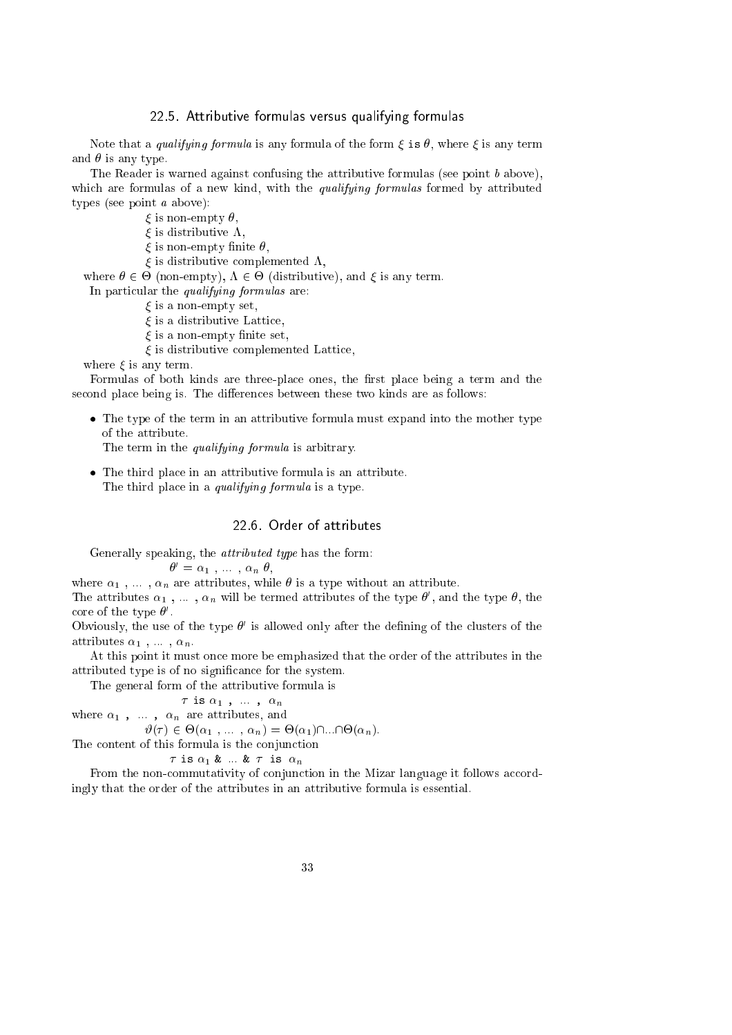### 22.5. Attributive formulas versus qualifying formulas

Note that a *qualifying formula* is any formula of the form $\xi$ `is` $\theta$, where $\xi$ is any term and $\theta$ is any type.

The Reader is warned against confusing the attributive formulas (see point *b* above), which are formulas of a new kind, with the *qualifying formulas* formed by attributed types (see point *a* above):

$\xi$ is non-empty $\theta$,
$\xi$ is distributive $\Lambda$,
$\xi$ is non-empty finite $\theta$,
$\xi$ is distributive complemented $\Lambda$,

where $\theta \in \Theta$ (non-empty), $\Lambda \in \Theta$ (distributive), and $\xi$ is any term.

In particular the *qualifying formulas* are:

$\xi$ is a non-empty set,
$\xi$ is a distributive Lattice,
$\xi$ is a non-empty finite set,
$\xi$ is distributive complemented Lattice,

where $\xi$ is any term.

Formulas of both kinds are three-place ones, the first place being a term and the second place being is. The differences between these two kinds are as follows:

- The type of the term in an attributive formula must expand into the mother type of the attribute.
  The term in the *qualifying formula* is arbitrary.
- The third place in an attributive formula is an attribute.
  The third place in a *qualifying formula* is a type.

### 22.6. Order of attributes

Generally speaking, the *attributed type* has the form:

$$\theta' = \alpha_1 \ , \ \dots \ , \alpha_n \ \theta,$$

where $\alpha_1 \ , \ \dots \ , \alpha_n$ are attributes, while $\theta$ is a type without an attribute.
The attributes $\alpha_1 \ , \ \dots \ , \alpha_n$ will be termed attributes of the type $\theta'$, and the type $\theta$, the core of the type $\theta'$.
Obviously, the use of the type $\theta'$ is allowed only after the defining of the clusters of the attributes $\alpha_1 \ , \ \dots \ , \alpha_n$.

At this point it must once more be emphasized that the order of the attributes in the attributed type is of no significance for the system.

The general form of the attributive formula is

$$\tau \ \texttt{is} \ \alpha_1 \ , \ \dots \ , \ \alpha_n$$

where $\alpha_1 \ , \ \dots \ , \ \alpha_n$ are attributes, and

$$\vartheta(\tau) \in \Theta(\alpha_1 \ , \ \dots \ , \alpha_n) = \Theta(\alpha_1) \cap \dots \cap \Theta(\alpha_n).$$

The content of this formula is the conjunction

$$\tau \ \texttt{is} \ \alpha_1 \ \texttt{\&} \ \dots \ \texttt{\&} \ \tau \ \texttt{is} \ \alpha_n$$

From the non-commutativity of conjunction in the Mizar language it follows accordingly that the order of the attributes in an attributive formula is essential.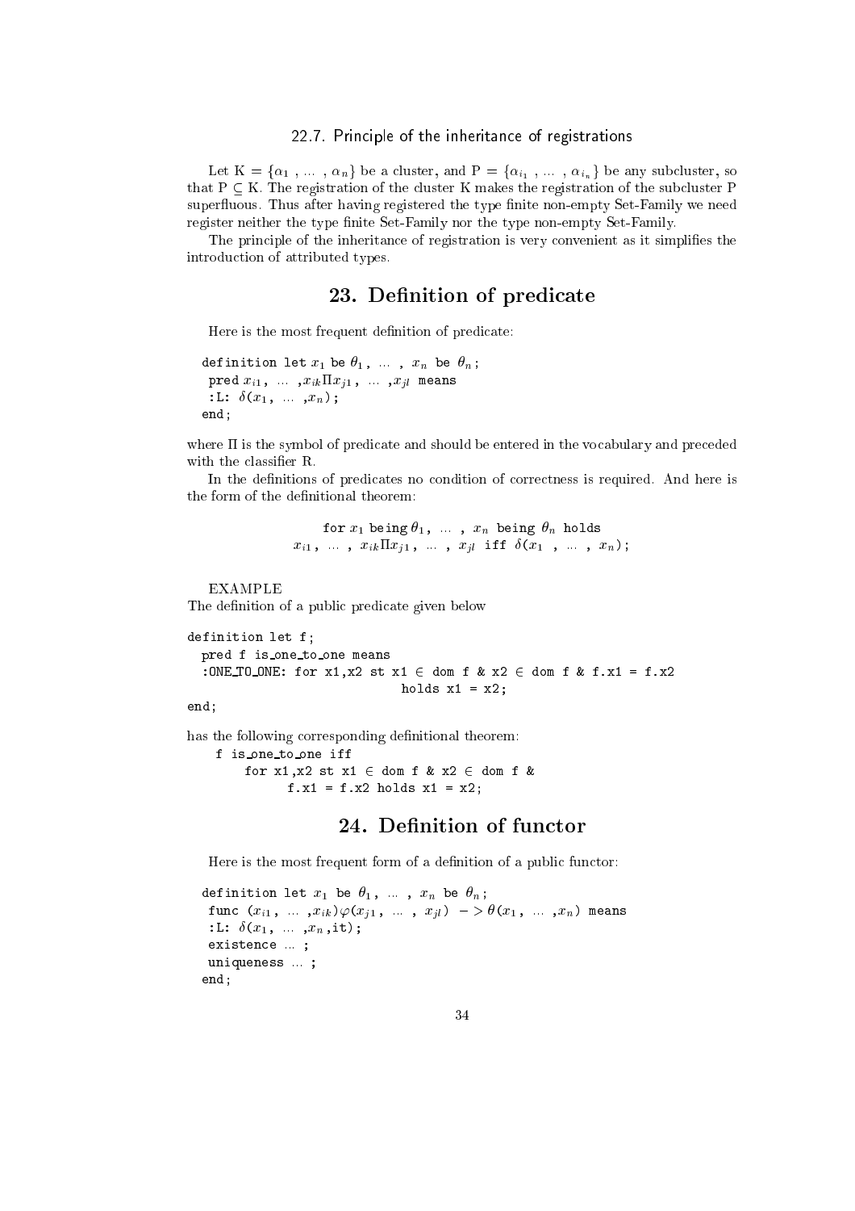### 22.7. Principle of the inheritance of registrations

Let K = $\{\alpha_1, \ldots, \alpha_n\}$ be a cluster, and P = $\{\alpha_{i_1}, \ldots, \alpha_{i_n}\}$ be any subcluster, so that P $\subseteq$ K. The registration of the cluster K makes the registration of the subcluster P superfluous. Thus after having registered the type finite non-empty Set-Family we need register neither the type finite Set-Family nor the type non-empty Set-Family.

The principle of the inheritance of registration is very convenient as it simplifies the introduction of attributed types.

## 23. Definition of predicate

Here is the most frequent definition of predicate:

```
definition let x1 be θ1, ... , xn be θn;
 pred xi1, ... ,xik Π xj1, ... ,xjl means
 :L: δ(x1, ... ,xn);
end;
```

where $\Pi$ is the symbol of predicate and should be entered in the vocabulary and preceded with the classifier R.

In the definitions of predicates no condition of correctness is required. And here is the form of the definitional theorem:

```
for x1 being θ1, ... , xn being θn holds
xi1, ... , xik Π xj1, ... , xjl iff δ(x1 , ... , xn);
```

EXAMPLE

The definition of a public predicate given below

```
definition let f;
  pred f is_one_to_one means
  :ONE_TO_ONE: for x1,x2 st x1 ∈ dom f & x2 ∈ dom f & f.x1 = f.x2
                              holds x1 = x2;
end;
```

has the following corresponding definitional theorem:

```
f is_one_to_one iff
     for x1,x2 st x1 ∈ dom f & x2 ∈ dom f &
          f.x1 = f.x2 holds x1 = x2;
```

## 24. Definition of functor

Here is the most frequent form of a definition of a public functor:

```
definition let x1 be θ1, ... , xn be θn;
 func (xi1, ... ,xik)φ(xj1, ... , xjl) -> θ(x1, ... ,xn) means
 :L: δ(x1, ... ,xn,it);
 existence ... ;
 uniqueness ... ;
end;
```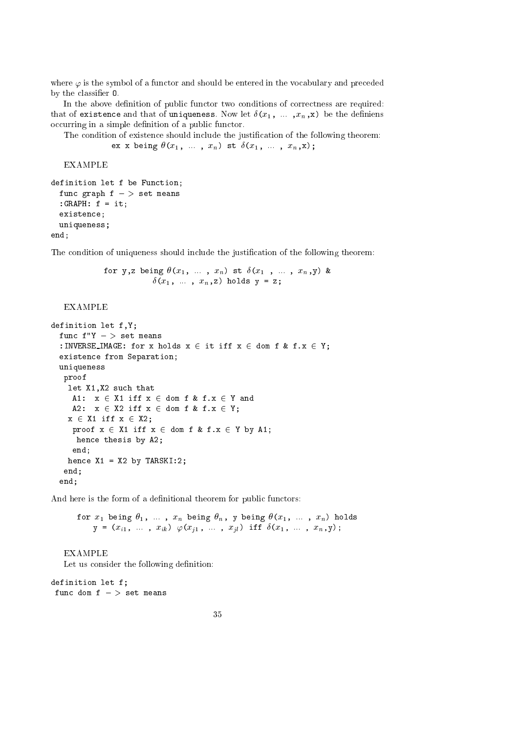where $\varphi$ is the symbol of a functor and should be entered in the vocabulary and preceded by the classifier `O`.

In the above definition of public functor two conditions of correctness are required: that of `existence` and that of `uniqueness`. Now let $\delta(x_1, \ldots, x_n, \mathtt{x})$ be the definiens occurring in a simple definition of a public functor.

The condition of existence should include the justification of the following theorem:

```
ex x being θ(x1, ... , xn) st δ(x1, ... , xn,x);
```

EXAMPLE

```
definition let f be Function;
  func graph f -> set means
  :GRAPH: f = it;
  existence;
  uniqueness;
end;
```

The condition of uniqueness should include the justification of the following theorem:

```
for y,z being θ(x1, ... , xn) st δ(x1 , ... , xn,y) &
          δ(x1, ... , xn,z) holds y = z;
```

EXAMPLE

```
definition let f,Y;
  func f"Y -> set means
  :INVERSE_IMAGE: for x holds x ∈ it iff x ∈ dom f & f.x ∈ Y;
  existence from Separation;
  uniqueness
   proof
    let X1,X2 such that
     A1:  x ∈ X1 iff x ∈ dom f & f.x ∈ Y and
     A2:  x ∈ X2 iff x ∈ dom f & f.x ∈ Y;
    x ∈ X1 iff x ∈ X2;
     proof x ∈ X1 iff x ∈ dom f & f.x ∈ Y by A1;
      hence thesis by A2;
     end;
    hence X1 = X2 by TARSKI:2;
   end;
  end;
```

And here is the form of a definitional theorem for public functors:

```
for x1 being θ1, ... , xn being θn, y being θ(x1, ... , xn) holds
    y = (xi1, ... , xik) φ(xj1, ... , xjl) iff δ(x1, ... , xn,y);
```

EXAMPLE

Let us consider the following definition:

```
definition let f;
 func dom f -> set means
```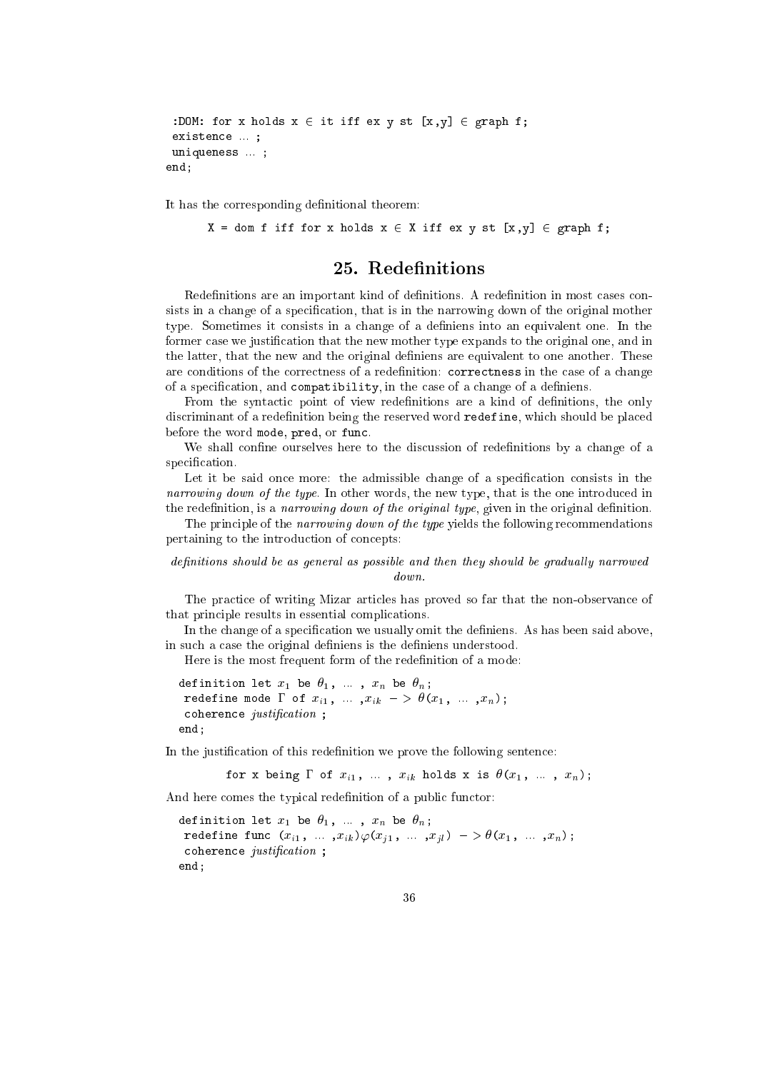```
 :DOM: for x holds x ∈ it iff ex y st [x,y] ∈ graph f;
 existence ... ;
 uniqueness ... ;
end;
```

It has the corresponding definitional theorem:

```
X = dom f iff for x holds x ∈ X iff ex y st [x,y] ∈ graph f;
```

## 25. Redefinitions

Redefinitions are an important kind of definitions. A redefinition in most cases consists in a change of a specification, that is in the narrowing down of the original mother type. Sometimes it consists in a change of a definiens into an equivalent one. In the former case we justification that the new mother type expands to the original one, and in the latter, that the new and the original definiens are equivalent to one another. These are conditions of the correctness of a redefinition: `correctness` in the case of a change of a specification, and `compatibility`, in the case of a change of a definiens.

From the syntactic point of view redefinitions are a kind of definitions, the only discriminant of a redefinition being the reserved word `redefine`, which should be placed before the word `mode`, `pred`, or `func`.

We shall confine ourselves here to the discussion of redefinitions by a change of a specification.

Let it be said once more: the admissible change of a specification consists in the *narrowing down of the type*. In other words, the new type, that is the one introduced in the redefinition, is a *narrowing down of the original type*, given in the original definition.

The principle of the *narrowing down of the type* yields the following recommendations pertaining to the introduction of concepts:

*definitions should be as general as possible and then they should be gradually narrowed down.*

The practice of writing Mizar articles has proved so far that the non-observance of that principle results in essential complications.

In the change of a specification we usually omit the definiens. As has been said above, in such a case the original definiens is the definiens understood.

Here is the most frequent form of the redefinition of a mode:

definition let $x_1$ be $\theta_1$, ... , $x_n$ be $\theta_n$;
 redefine mode $\Gamma$ of $x_{i1}$, ... ,$x_{ik}$ -> $\theta(x_1, \dots, x_n)$;
 coherence *justification* ;
end;

In the justification of this redefinition we prove the following sentence:

for x being $\Gamma$ of $x_{i1}$, ... , $x_{ik}$ holds x is $\theta(x_1, \dots, x_n)$;

And here comes the typical redefinition of a public functor:

definition let $x_1$ be $\theta_1$, ... , $x_n$ be $\theta_n$;
 redefine func ($x_{i1}$, ... ,$x_{ik}$)$\varphi$($x_{j1}$, ... ,$x_{jl}$) -> $\theta(x_1, \dots, x_n)$;
 coherence *justification* ;
end;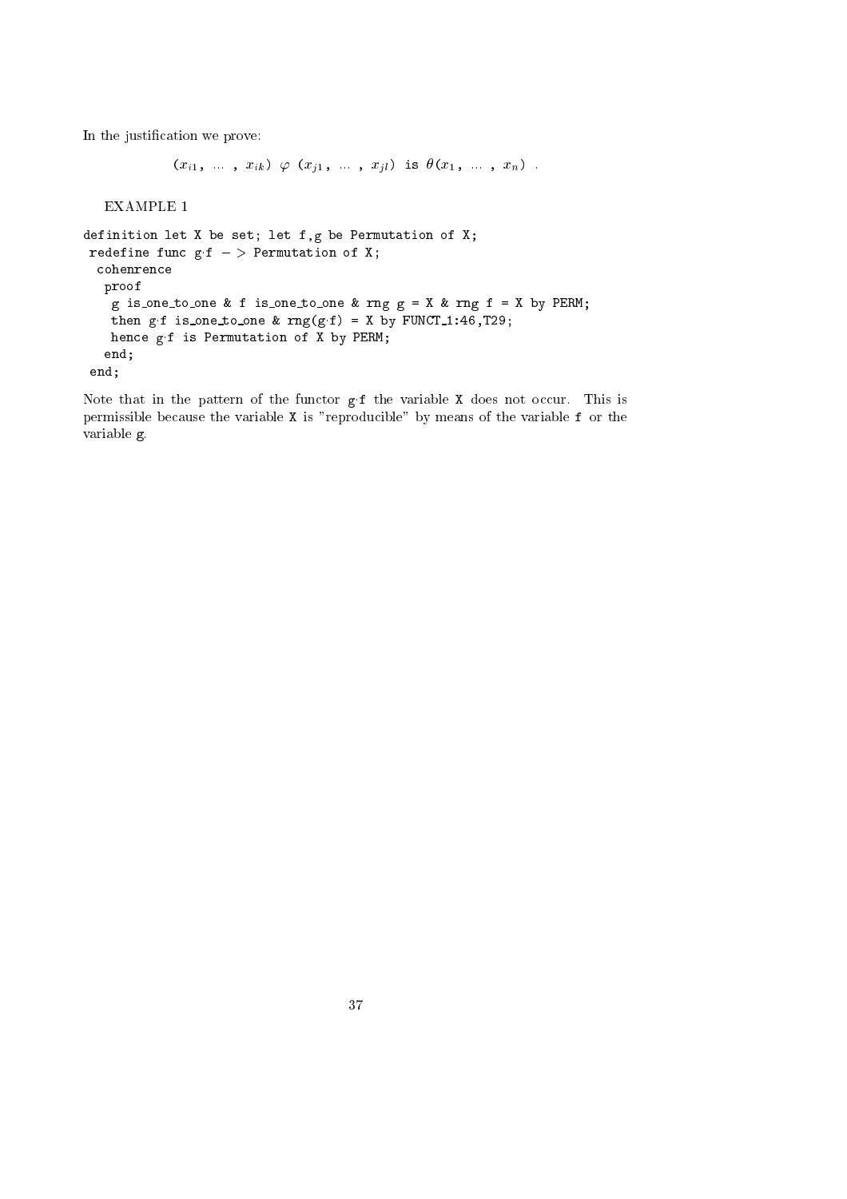In the justification we prove:

$$(x_{i1}, \ldots, x_{ik})\ \varphi\ (x_{j1}, \ldots, x_{jl})\ \texttt{is}\ \theta(x_1, \ldots, x_n)\ .$$

EXAMPLE 1

```
definition let X be set; let f,g be Permutation of X;
 redefine func g·f −> Permutation of X;
  cohenrence
   proof
    g is_one_to_one & f is_one_to_one & rng g = X & rng f = X by PERM;
    then g·f is_one_to_one & rng(g·f) = X by FUNCT_1:46,T29;
    hence g·f is Permutation of X by PERM;
   end;
 end;
```

Note that in the pattern of the functor `g·f` the variable `X` does not occur. This is permissible because the variable `X` is "reproducible" by means of the variable `f` or the variable g.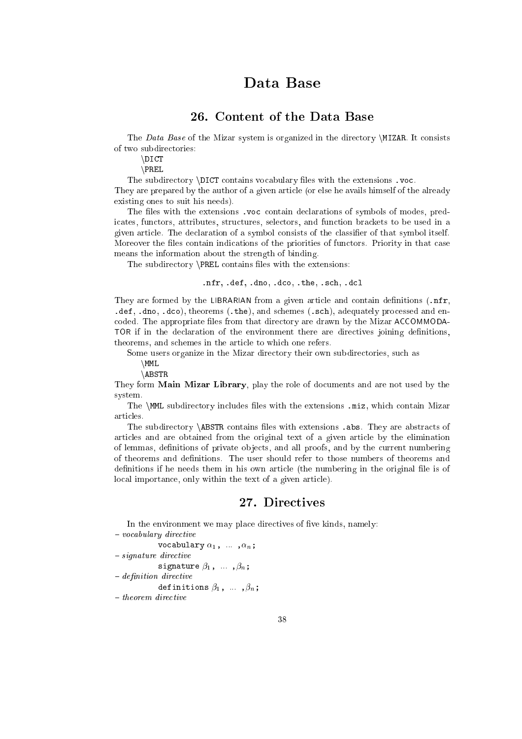# Data Base

## 26. Content of the Data Base

The *Data Base* of the Mizar system is organized in the directory `\MIZAR`. It consists of two subdirectories:

`\DICT`
`\PREL`

The subdirectory `\DICT` contains vocabulary files with the extensions `.voc`. They are prepared by the author of a given article (or else he avails himself of the already existing ones to suit his needs).

The files with the extensions `.voc` contain declarations of symbols of modes, predicates, functors, attributes, structures, selectors, and function brackets to be used in a given article. The declaration of a symbol consists of the classifier of that symbol itself. Moreover the files contain indications of the priorities of functors. Priority in that case means the information about the strength of binding.

The subdirectory `\PREL` contains files with the extensions:

`.nfr`, `.def`, `.dno`, `.dco`, `.the`, `.sch`, `.dcl`

They are formed by the LIBRARIAN from a given article and contain definitions (`.nfr`, `.def`, `.dno`, `.dco`), theorems (`.the`), and schemes (`.sch`), adequately processed and encoded. The appropriate files from that directory are drawn by the Mizar ACCOMMODATOR if in the declaration of the environment there are directives joining definitions, theorems, and schemes in the article to which one refers.

Some users organize in the Mizar directory their own subdirectories, such as

`\MML`
`\ABSTR`

They form **Main Mizar Library**, play the role of documents and are not used by the system.

The `\MML` subdirectory includes files with the extensions `.miz`, which contain Mizar articles.

The subdirectory `\ABSTR` contains files with extensions `.abs`. They are abstracts of articles and are obtained from the original text of a given article by the elimination of lemmas, definitions of private objects, and all proofs, and by the current numbering of theorems and definitions. The user should refer to those numbers of theorems and definitions if he needs them in his own article (the numbering in the original file is of local importance, only within the text of a given article).

## 27. Directives

In the environment we may place directives of five kinds, namely:

– *vocabulary directive*

`vocabulary` $\alpha_1$ , ... , $\alpha_n$ ;

– *signature directive*

`signature` $\beta_1$ , ... , $\beta_n$ ;

– *definition directive*

`definitions` $\beta_1$ , ... , $\beta_n$ ;

– *theorem directive*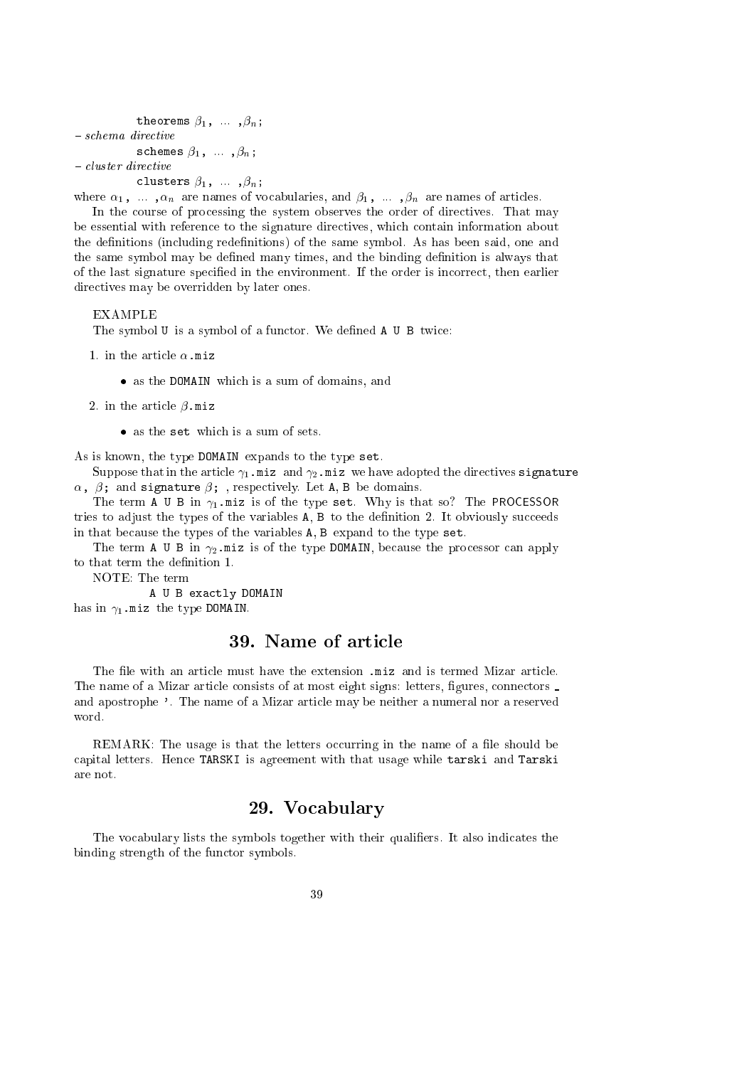theorems $\beta_1$ , ... , $\beta_n$ ;

– *schema directive*

schemes $\beta_1$ , ... , $\beta_n$ ;

– *cluster directive*

clusters $\beta_1$ , ... , $\beta_n$ ;

where $\alpha_1$ , ... , $\alpha_n$ are names of vocabularies, and $\beta_1$ , ... , $\beta_n$ are names of articles.

In the course of processing the system observes the order of directives. That may be essential with reference to the signature directives, which contain information about the definitions (including redefinitions) of the same symbol. As has been said, one and the same symbol may be defined many times, and the binding definition is always that of the last signature specified in the environment. If the order is incorrect, then earlier directives may be overridden by later ones.

EXAMPLE

The symbol `U` is a symbol of a functor. We defined `A U B` twice:

1. in the article $\alpha$`.miz`
   - as the `DOMAIN` which is a sum of domains, and
2. in the article $\beta$`.miz`
   - as the `set` which is a sum of sets.

As is known, the type `DOMAIN` expands to the type `set`.

Suppose that in the article $\gamma_1$`.miz` and $\gamma_2$`.miz` we have adopted the directives `signature` $\alpha$, $\beta$; and `signature` $\beta$; , respectively. Let `A`, `B` be domains.

The term `A U B` in $\gamma_1$`.miz` is of the type `set`. Why is that so? The `PROCESSOR` tries to adjust the types of the variables `A`, `B` to the definition 2. It obviously succeeds in that because the types of the variables `A`, `B` expand to the type `set`.

The term `A U B` in $\gamma_2$`.miz` is of the type `DOMAIN`, because the processor can apply to that term the definition 1.

NOTE: The term

`A U B exactly DOMAIN`

has in $\gamma_1$`.miz` the type `DOMAIN`.

## 39. Name of article

The file with an article must have the extension `.miz` and is termed Mizar article. The name of a Mizar article consists of at most eight signs: letters, figures, connectors _ and apostrophe '. The name of a Mizar article may be neither a numeral nor a reserved word.

REMARK: The usage is that the letters occurring in the name of a file should be capital letters. Hence `TARSKI` is agreement with that usage while `tarski` and `Tarski` are not.

## 29. Vocabulary

The vocabulary lists the symbols together with their qualifiers. It also indicates the binding strength of the functor symbols.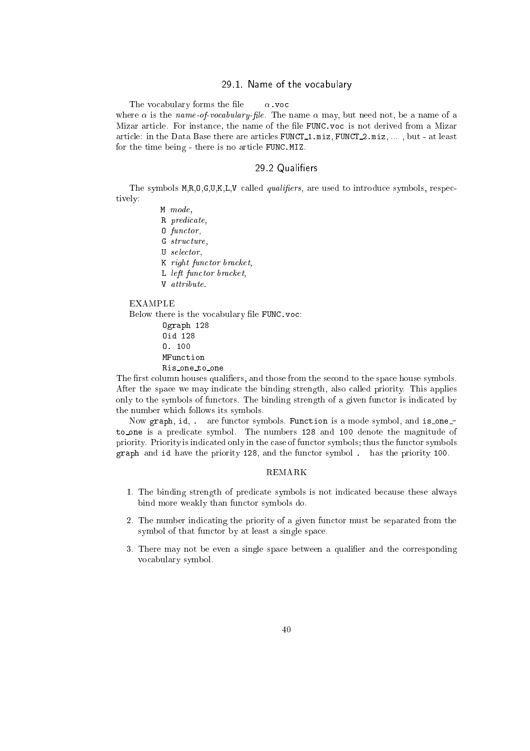## 29.1. Name of the vocabulary

The vocabulary forms the file $\alpha$`.voc`
where $\alpha$ is the *name-of-vocabulary-file*. The name $\alpha$ may, but need not, be a name of a Mizar article. For instance, the name of the file `FUNC.voc` is not derived from a Mizar article: in the Data Base there are articles `FUNCT_1.miz`, `FUNCT_2.miz`, ... , but - at least for the time being - there is no article `FUNC.MIZ`.

## 29.2 Qualifiers

The symbols `M`,`R`,`O`,`G`,`U`,`K`,`L`,`V` called *qualifiers*, are used to introduce symbols, respectively:

- `M` *mode*,
- `R` *predicate*,
- `O` *functor*,
- `G` *structure*,
- `U` *selector*,
- `K` *right functor bracket*,
- `L` *left functor bracket*,
- `V` *attribute*.

EXAMPLE

Below there is the vocabulary file `FUNC.voc`:

```
Ograph 128
Oid 128
O. 100
MFunction
Ris_one_to_one
```

The first column houses qualifiers, and those from the second to the space house symbols. After the space we may indicate the binding strength, also called priority. This applies only to the symbols of functors. The binding strength of a given functor is indicated by the number which follows its symbols.

Now `graph`, `id`, `.` are functor symbols. `Function` is a mode symbol, and `is_one_to_one` is a predicate symbol. The numbers `128` and `100` denote the magnitude of priority. Priority is indicated only in the case of functor symbols; thus the functor symbols `graph` and `id` have the priority `128`, and the functor symbol `.` has the priority `100`.

REMARK

1. The binding strength of predicate symbols is not indicated because these always bind more weakly than functor symbols do.
2. The number indicating the priority of a given functor must be separated from the symbol of that functor by at least a single space.
3. There may not be even a single space between a qualifier and the corresponding vocabulary symbol.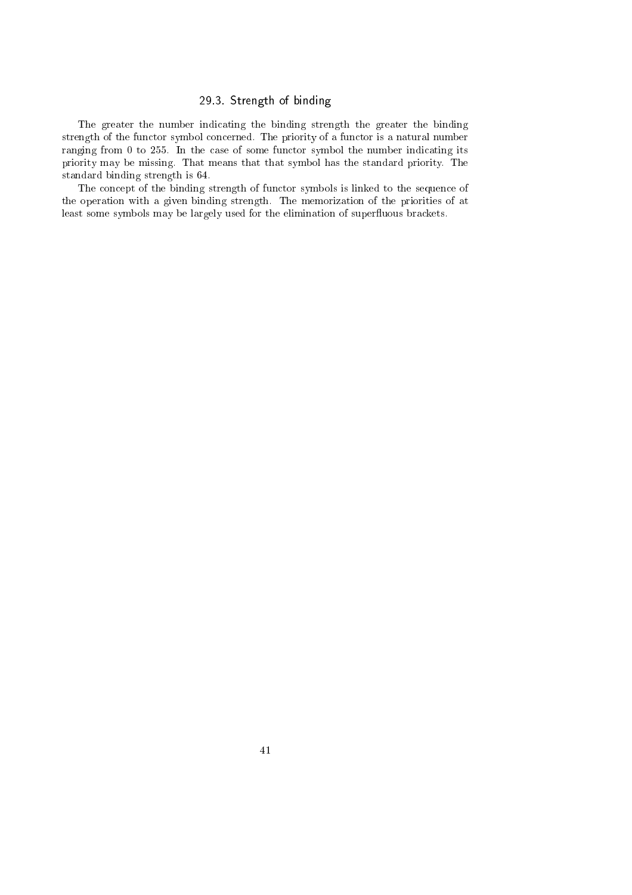### 29.3. Strength of binding

The greater the number indicating the binding strength the greater the binding strength of the functor symbol concerned. The priority of a functor is a natural number ranging from 0 to 255. In the case of some functor symbol the number indicating its priority may be missing. That means that that symbol has the standard priority. The standard binding strength is 64.

The concept of the binding strength of functor symbols is linked to the sequence of the operation with a given binding strength. The memorization of the priorities of at least some symbols may be largely used for the elimination of superfluous brackets.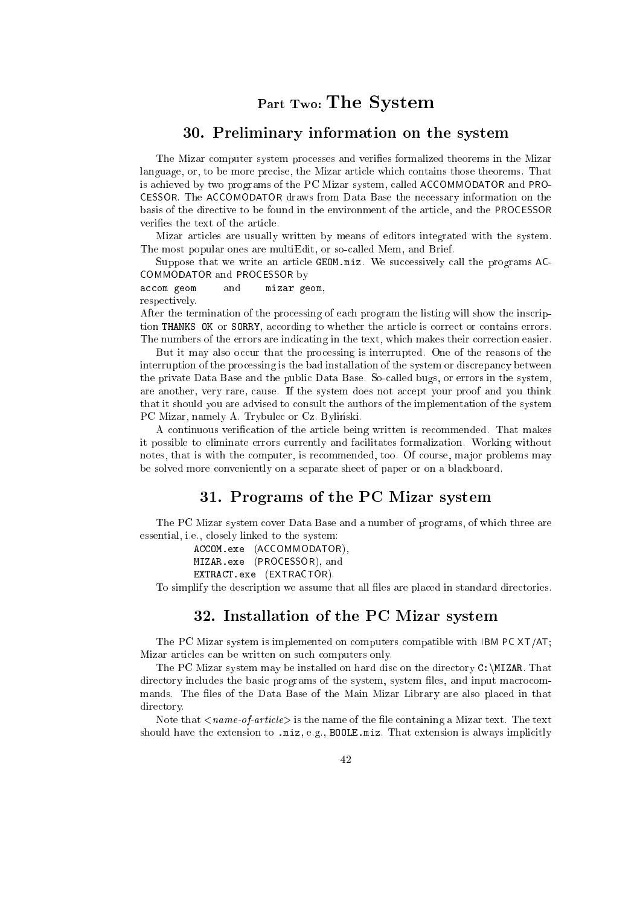# Part Two: The System

## 30. Preliminary information on the system

The Mizar computer system processes and verifies formalized theorems in the Mizar language, or, to be more precise, the Mizar article which contains those theorems. That is achieved by two programs of the PC Mizar system, called ACCOMMODATOR and PROCESSOR. The ACCOMODATOR draws from Data Base the necessary information on the basis of the directive to be found in the environment of the article, and the PROCESSOR verifies the text of the article.

Mizar articles are usually written by means of editors integrated with the system. The most popular ones are multiEdit, or so-called Mem, and Brief.

Suppose that we write an article `GEOM.miz`. We successively call the programs ACCOMMODATOR and PROCESSOR by

`accom geom` and `mizar geom`,

respectively.

After the termination of the processing of each program the listing will show the inscription `THANKS OK` or `SORRY`, according to whether the article is correct or contains errors. The numbers of the errors are indicating in the text, which makes their correction easier.

But it may also occur that the processing is interrupted. One of the reasons of the interruption of the processing is the bad installation of the system or discrepancy between the private Data Base and the public Data Base. So-called bugs, or errors in the system, are another, very rare, cause. If the system does not accept your proof and you think that it should you are advised to consult the authors of the implementation of the system PC Mizar, namely A. Trybulec or Cz. Byliński.

A continuous verification of the article being written is recommended. That makes it possible to eliminate errors currently and facilitates formalization. Working without notes, that is with the computer, is recommended, too. Of course, major problems may be solved more conveniently on a separate sheet of paper or on a blackboard.

## 31. Programs of the PC Mizar system

The PC Mizar system cover Data Base and a number of programs, of which three are essential, i.e., closely linked to the system:

`ACCOM.exe` (ACCOMMODATOR),
`MIZAR.exe` (PROCESSOR), and
`EXTRACT.exe` (EXTRACTOR).

To simplify the description we assume that all files are placed in standard directories.

## 32. Installation of the PC Mizar system

The PC Mizar system is implemented on computers compatible with IBM PC XT/AT; Mizar articles can be written on such computers only.

The PC Mizar system may be installed on hard disc on the directory `C:\MIZAR`. That directory includes the basic programs of the system, system files, and input macrocommands. The files of the Data Base of the Main Mizar Library are also placed in that directory.

Note that <*name-of-article*> is the name of the file containing a Mizar text. The text should have the extension to `.miz`, e.g., `BOOLE.miz`. That extension is always implicitly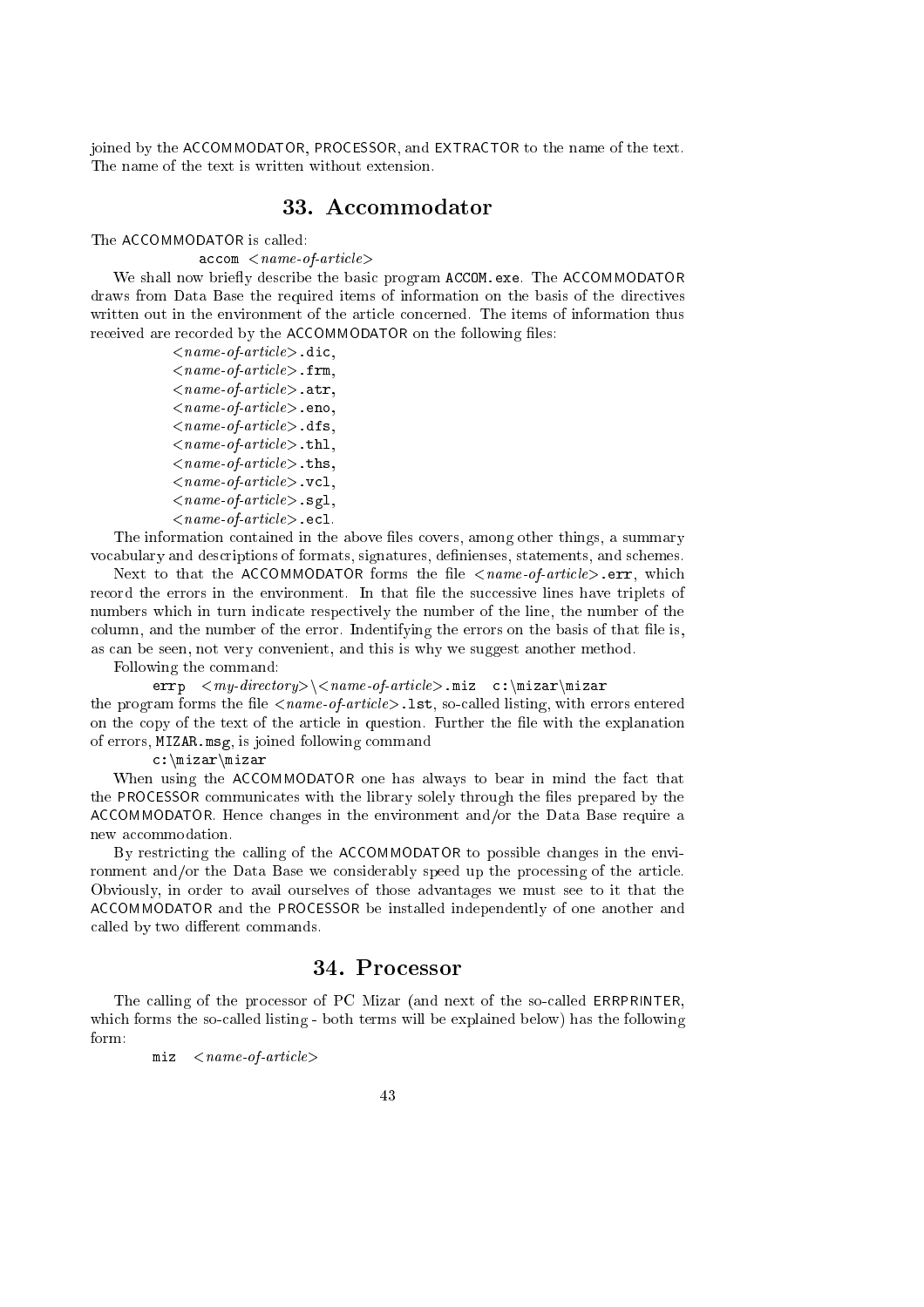joined by the ACCOMMODATOR, PROCESSOR, and EXTRACTOR to the name of the text. The name of the text is written without extension.

## 33. Accommodator

The ACCOMMODATOR is called:

`accom` <*name-of-article*>

We shall now briefly describe the basic program `ACCOM.exe`. The ACCOMMODATOR draws from Data Base the required items of information on the basis of the directives written out in the environment of the article concerned. The items of information thus received are recorded by the ACCOMMODATOR on the following files:

<*name-of-article*>`.dic`,
<*name-of-article*>`.frm`,
<*name-of-article*>`.atr`,
<*name-of-article*>`.eno`,
<*name-of-article*>`.dfs`,
<*name-of-article*>`.thl`,
<*name-of-article*>`.ths`,
<*name-of-article*>`.vcl`,
<*name-of-article*>`.sgl`,
<*name-of-article*>`.ecl`.

The information contained in the above files covers, among other things, a summary vocabulary and descriptions of formats, signatures, definienses, statements, and schemes.

Next to that the ACCOMMODATOR forms the file <*name-of-article*>`.err`, which record the errors in the environment. In that file the successive lines have triplets of numbers which in turn indicate respectively the number of the line, the number of the column, and the number of the error. Indentifying the errors on the basis of that file is, as can be seen, not very convenient, and this is why we suggest another method.

Following the command:

`errp` <*my-directory*>\<*name-of-article*>`.miz c:\mizar\mizar`

the program forms the file <*name-of-article*>`.lst`, so-called listing, with errors entered on the copy of the text of the article in question. Further the file with the explanation of errors, `MIZAR.msg`, is joined following command

`c:\mizar\mizar`

When using the ACCOMMODATOR one has always to bear in mind the fact that the PROCESSOR communicates with the library solely through the files prepared by the ACCOMMODATOR. Hence changes in the environment and/or the Data Base require a new accommodation.

By restricting the calling of the ACCOMMODATOR to possible changes in the environment and/or the Data Base we considerably speed up the processing of the article. Obviously, in order to avail ourselves of those advantages we must see to it that the ACCOMMODATOR and the PROCESSOR be installed independently of one another and called by two different commands.

## 34. Processor

The calling of the processor of PC Mizar (and next of the so-called ERRPRINTER, which forms the so-called listing - both terms will be explained below) has the following form:

`miz` <*name-of-article*>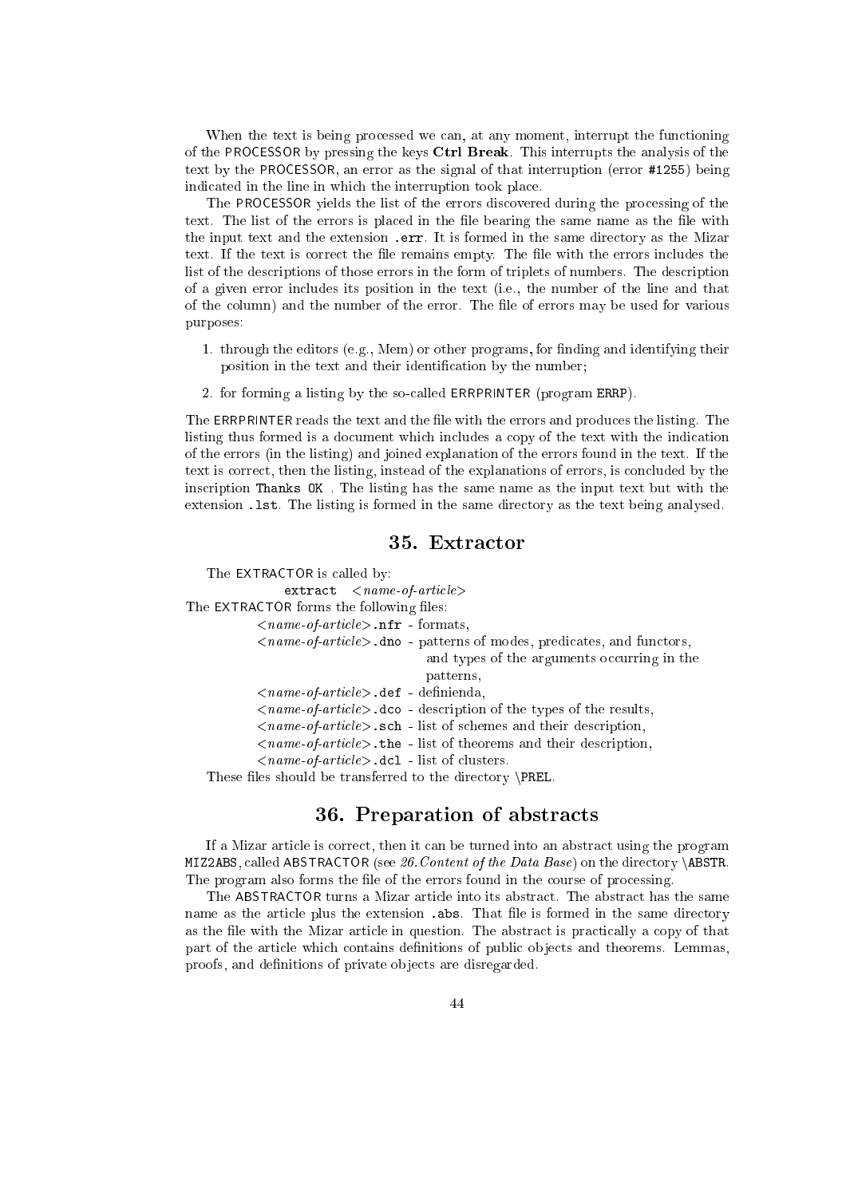When the text is being processed we can, at any moment, interrupt the functioning of the PROCESSOR by pressing the keys **Ctrl Break**. This interrupts the analysis of the text by the PROCESSOR, an error as the signal of that interruption (error `#1255`) being indicated in the line in which the interruption took place.

The PROCESSOR yields the list of the errors discovered during the processing of the text. The list of the errors is placed in the file bearing the same name as the file with the input text and the extension `.err`. It is formed in the same directory as the Mizar text. If the text is correct the file remains empty. The file with the errors includes the list of the descriptions of those errors in the form of triplets of numbers. The description of a given error includes its position in the text (i.e., the number of the line and that of the column) and the number of the error. The file of errors may be used for various purposes:

1. through the editors (e.g., Mem) or other programs, for finding and identifying their position in the text and their identification by the number;
2. for forming a listing by the so-called ERRPRINTER (program `ERRP`).

The ERRPRINTER reads the text and the file with the errors and produces the listing. The listing thus formed is a document which includes a copy of the text with the indication of the errors (in the listing) and joined explanation of the errors found in the text. If the text is correct, then the listing, instead of the explanations of errors, is concluded by the inscription `Thanks OK` . The listing has the same name as the input text but with the extension `.lst`. The listing is formed in the same directory as the text being analysed.

## 35. Extractor

The EXTRACTOR is called by:

`extract` <*name-of-article*>

The EXTRACTOR forms the following files:

- <*name-of-article*>`.nfr` - formats,
- <*name-of-article*>`.dno` - patterns of modes, predicates, and functors, and types of the arguments occurring in the patterns,
- <*name-of-article*>`.def` - definienda,
- <*name-of-article*>`.dco` - description of the types of the results,
- <*name-of-article*>`.sch` - list of schemes and their description,
- <*name-of-article*>`.the` - list of theorems and their description,
- <*name-of-article*>`.dcl` - list of clusters.

These files should be transferred to the directory `\PREL`.

## 36. Preparation of abstracts

If a Mizar article is correct, then it can be turned into an abstract using the program `MIZ2ABS`, called ABSTRACTOR (see *26. Content of the Data Base*) on the directory `\ABSTR`. The program also forms the file of the errors found in the course of processing.

The ABSTRACTOR turns a Mizar article into its abstract. The abstract has the same name as the article plus the extension `.abs`. That file is formed in the same directory as the file with the Mizar article in question. The abstract is practically a copy of that part of the article which contains definitions of public objects and theorems. Lemmas, proofs, and definitions of private objects are disregarded.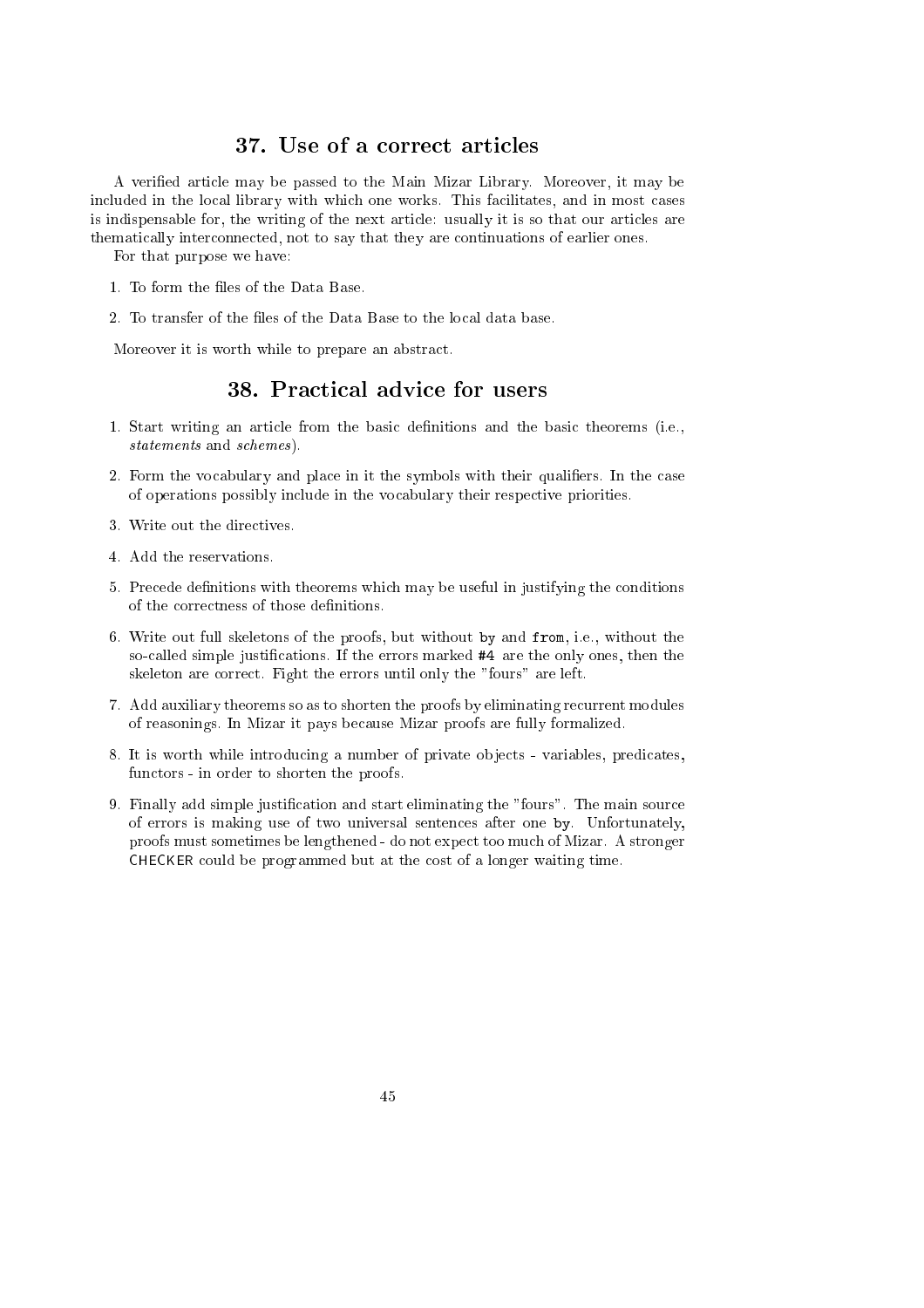## 37. Use of a correct articles

A verified article may be passed to the Main Mizar Library. Moreover, it may be included in the local library with which one works. This facilitates, and in most cases is indispensable for, the writing of the next article: usually it is so that our articles are thematically interconnected, not to say that they are continuations of earlier ones.

For that purpose we have:

1. To form the files of the Data Base.
2. To transfer of the files of the Data Base to the local data base.

Moreover it is worth while to prepare an abstract.

## 38. Practical advice for users

1. Start writing an article from the basic definitions and the basic theorems (i.e., *statements* and *schemes*).
2. Form the vocabulary and place in it the symbols with their qualifiers. In the case of operations possibly include in the vocabulary their respective priorities.
3. Write out the directives.
4. Add the reservations.
5. Precede definitions with theorems which may be useful in justifying the conditions of the correctness of those definitions.
6. Write out full skeletons of the proofs, but without `by` and `from`, i.e., without the so-called simple justifications. If the errors marked `#4` are the only ones, then the skeleton are correct. Fight the errors until only the "fours" are left.
7. Add auxiliary theorems so as to shorten the proofs by eliminating recurrent modules of reasonings. In Mizar it pays because Mizar proofs are fully formalized.
8. It is worth while introducing a number of private objects - variables, predicates, functors - in order to shorten the proofs.
9. Finally add simple justification and start eliminating the "fours". The main source of errors is making use of two universal sentences after one `by`. Unfortunately, proofs must sometimes be lengthened - do not expect too much of Mizar. A stronger CHECKER could be programmed but at the cost of a longer waiting time.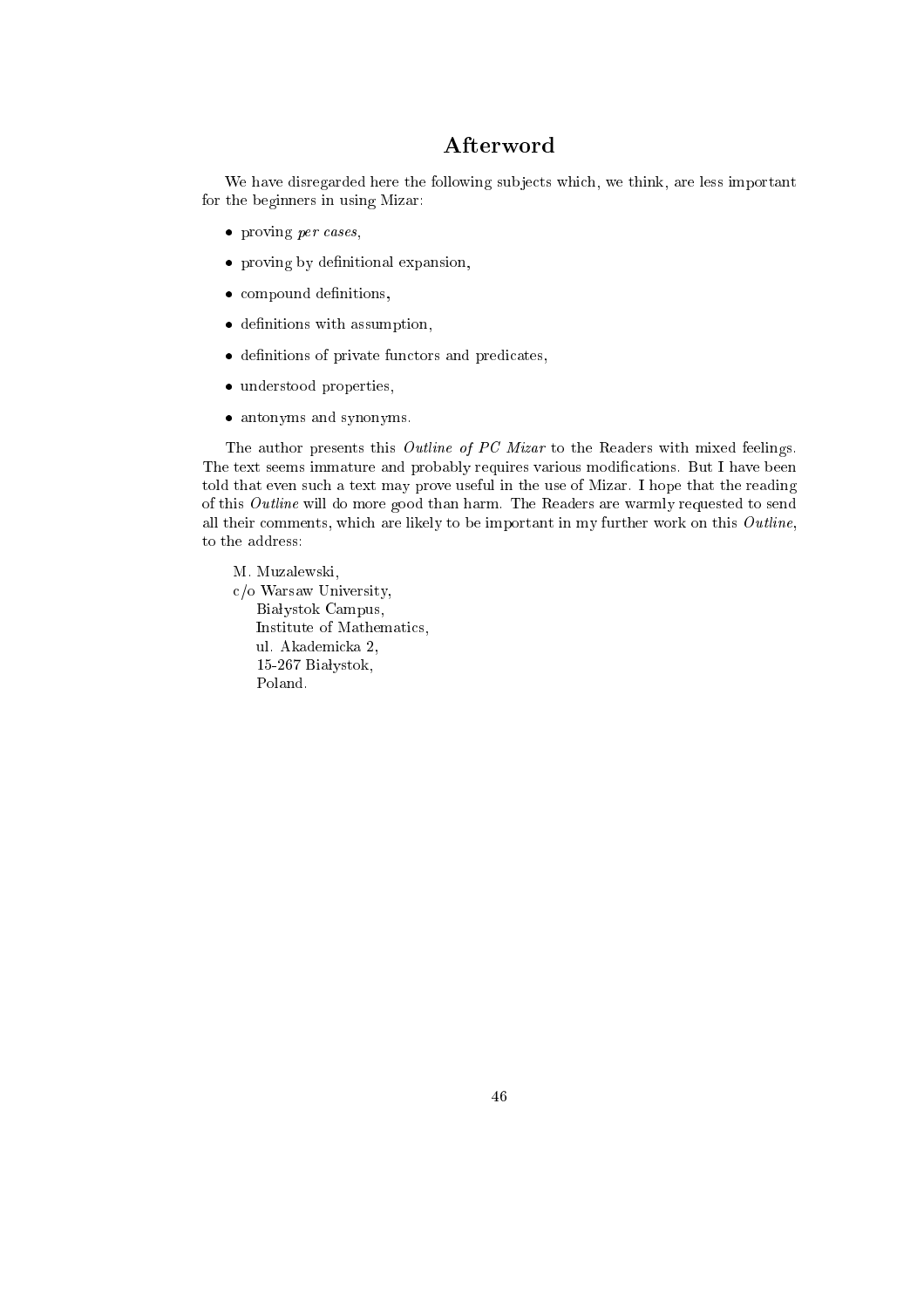# Afterword

We have disregarded here the following subjects which, we think, are less important for the beginners in using Mizar:

- proving *per cases*,
- proving by definitional expansion,
- compound definitions,
- definitions with assumption,
- definitions of private functors and predicates,
- understood properties,
- antonyms and synonyms.

The author presents this *Outline of PC Mizar* to the Readers with mixed feelings. The text seems immature and probably requires various modifications. But I have been told that even such a text may prove useful in the use of Mizar. I hope that the reading of this *Outline* will do more good than harm. The Readers are warmly requested to send all their comments, which are likely to be important in my further work on this *Outline*, to the address:

M. Muzalewski,
c/o Warsaw University,
Białystok Campus,
Institute of Mathematics,
ul. Akademicka 2,
15-267 Białystok,
Poland.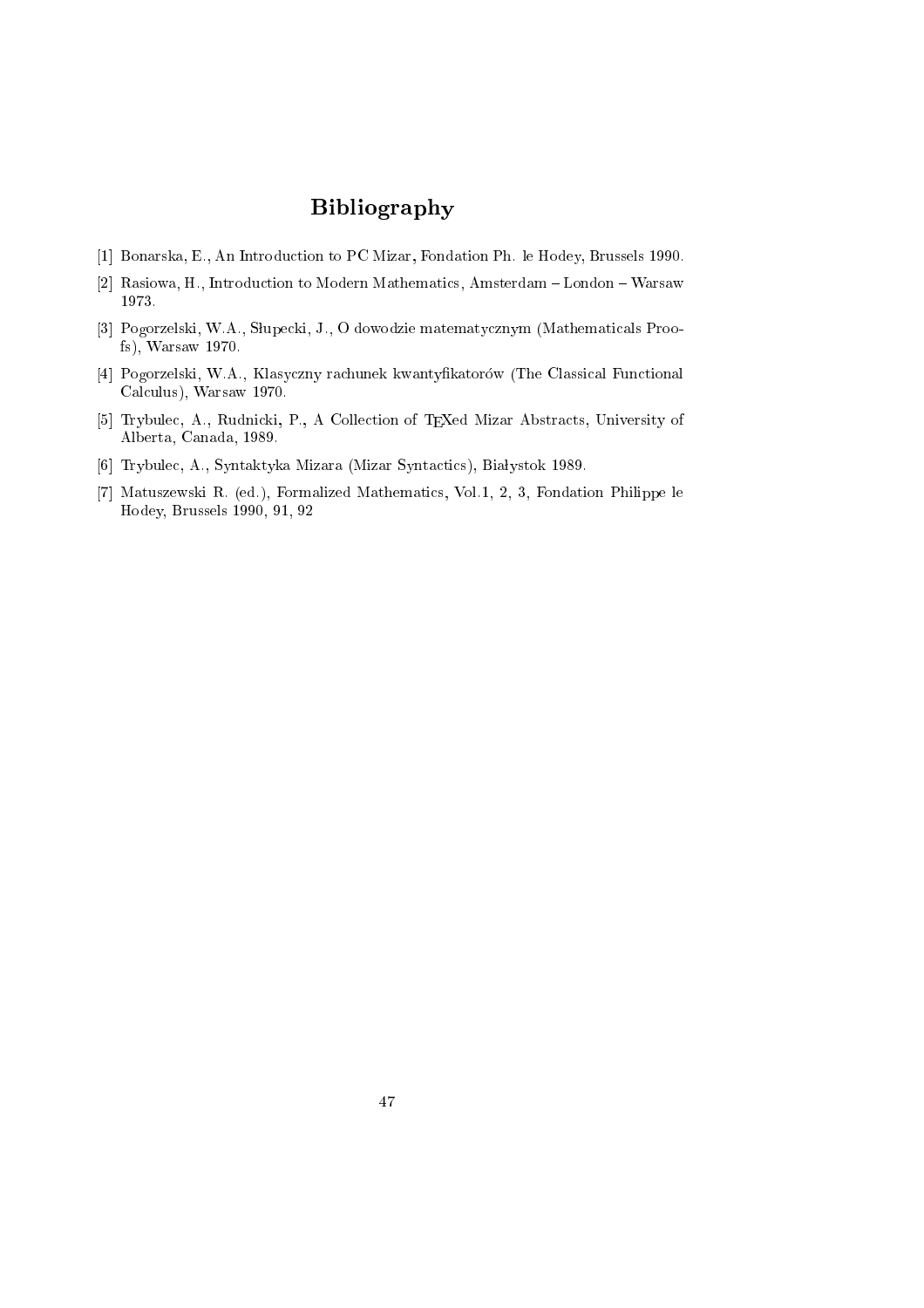# Bibliography

[1] Bonarska, E., An Introduction to PC Mizar, Fondation Ph. le Hodey, Brussels 1990.

[2] Rasiowa, H., Introduction to Modern Mathematics, Amsterdam – London – Warsaw 1973.

[3] Pogorzelski, W.A., Słupecki, J., O dowodzie matematycznym (Mathematicals Proofs), Warsaw 1970.

[4] Pogorzelski, W.A., Klasyczny rachunek kwantyfikatorów (The Classical Functional Calculus), Warsaw 1970.

[5] Trybulec, A., Rudnicki, P., A Collection of TEXed Mizar Abstracts, University of Alberta, Canada, 1989.

[6] Trybulec, A., Syntaktyka Mizara (Mizar Syntactics), Białystok 1989.

[7] Matuszewski R. (ed.), Formalized Mathematics, Vol.1, 2, 3, Fondation Philippe le Hodey, Brussels 1990, 91, 92